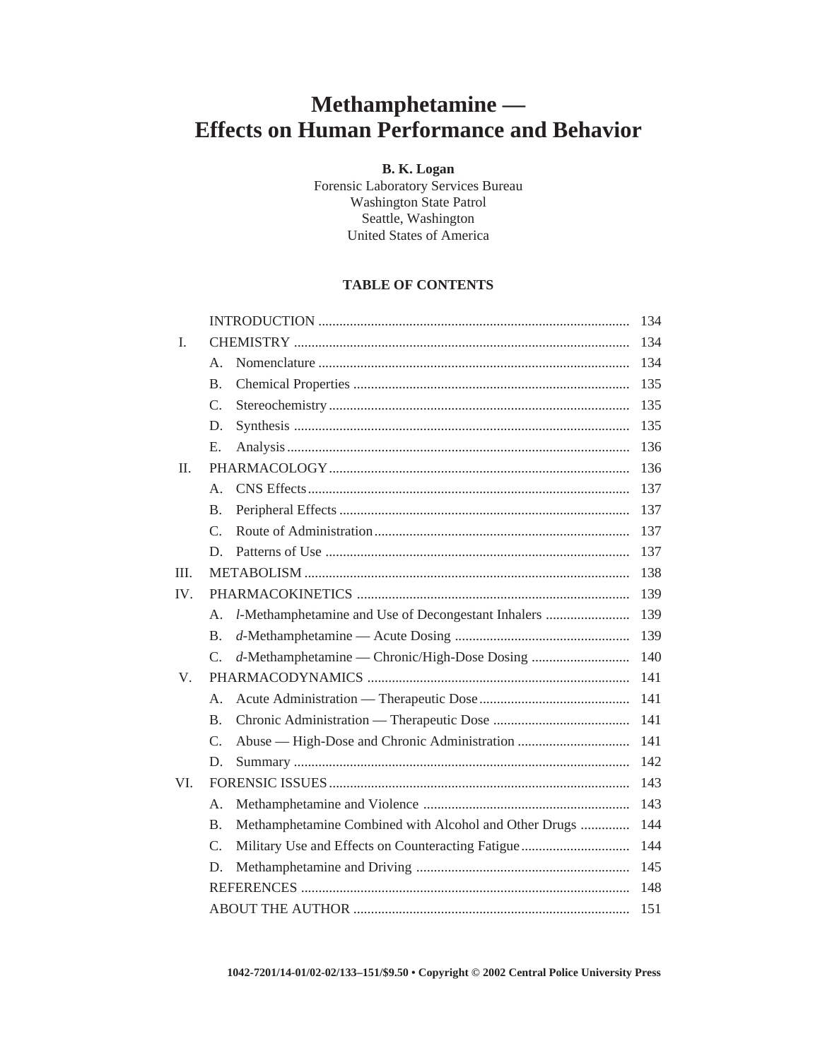# Methamphetamine — Effects on Human Performance and Behavior

**B. K. Logan**

Forensic Laboratory Services Bureau
Washington State Patrol
Seattle, Washington
United States of America

**TABLE OF CONTENTS**

| | | Page |
|---|---|---|
| | INTRODUCTION | 134 |
| I. | CHEMISTRY | 134 |
| | A. Nomenclature | 134 |
| | B. Chemical Properties | 135 |
| | C. Stereochemistry | 135 |
| | D. Synthesis | 135 |
| | E. Analysis | 136 |
| II. | PHARMACOLOGY | 136 |
| | A. CNS Effects | 137 |
| | B. Peripheral Effects | 137 |
| | C. Route of Administration | 137 |
| | D. Patterns of Use | 137 |
| III. | METABOLISM | 138 |
| IV. | PHARMACOKINETICS | 139 |
| | A. *l*-Methamphetamine and Use of Decongestant Inhalers | 139 |
| | B. *d*-Methamphetamine — Acute Dosing | 139 |
| | C. *d*-Methamphetamine — Chronic/High-Dose Dosing | 140 |
| V. | PHARMACODYNAMICS | 141 |
| | A. Acute Administration — Therapeutic Dose | 141 |
| | B. Chronic Administration — Therapeutic Dose | 141 |
| | C. Abuse — High-Dose and Chronic Administration | 141 |
| | D. Summary | 142 |
| VI. | FORENSIC ISSUES | 143 |
| | A. Methamphetamine and Violence | 143 |
| | B. Methamphetamine Combined with Alcohol and Other Drugs | 144 |
| | C. Military Use and Effects on Counteracting Fatigue | 144 |
| | D. Methamphetamine and Driving | 145 |
| | REFERENCES | 148 |
| | ABOUT THE AUTHOR | 151 |

**1042-7201/14-01/02-02/133–151/$9.50 • Copyright © 2002 Central Police University Press**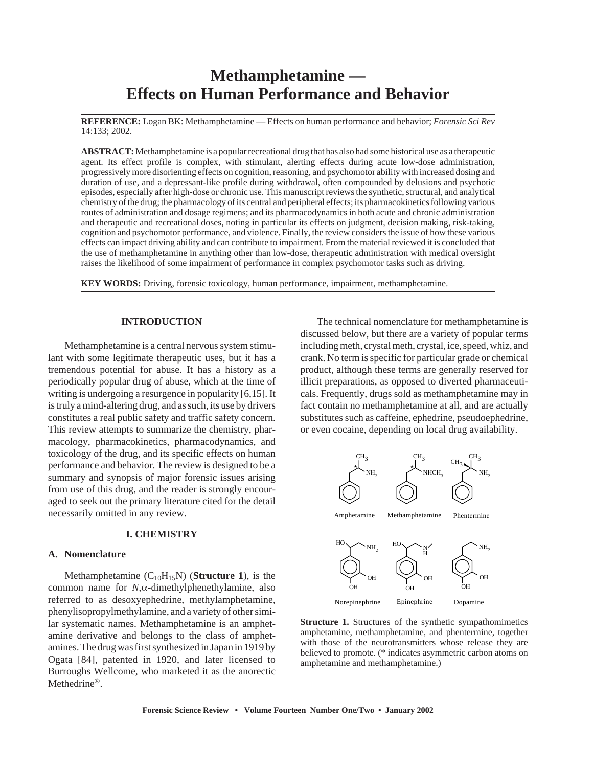# Methamphetamine — Effects on Human Performance and Behavior

**REFERENCE:** Logan BK: Methamphetamine — Effects on human performance and behavior; *Forensic Sci Rev* 14:133; 2002.

**ABSTRACT:** Methamphetamine is a popular recreational drug that has also had some historical use as a therapeutic agent. Its effect profile is complex, with stimulant, alerting effects during acute low-dose administration, progressively more disorienting effects on cognition, reasoning, and psychomotor ability with increased dosing and duration of use, and a depressant-like profile during withdrawal, often compounded by delusions and psychotic episodes, especially after high-dose or chronic use. This manuscript reviews the synthetic, structural, and analytical chemistry of the drug; the pharmacology of its central and peripheral effects; its pharmacokinetics following various routes of administration and dosage regimens; and its pharmacodynamics in both acute and chronic administration and therapeutic and recreational doses, noting in particular its effects on judgment, decision making, risk-taking, cognition and psychomotor performance, and violence. Finally, the review considers the issue of how these various effects can impact driving ability and can contribute to impairment. From the material reviewed it is concluded that the use of methamphetamine in anything other than low-dose, therapeutic administration with medical oversight raises the likelihood of some impairment of performance in complex psychomotor tasks such as driving.

**KEY WORDS:** Driving, forensic toxicology, human performance, impairment, methamphetamine.

## INTRODUCTION

Methamphetamine is a central nervous system stimulant with some legitimate therapeutic uses, but it has a tremendous potential for abuse. It has a history as a periodically popular drug of abuse, which at the time of writing is undergoing a resurgence in popularity [6,15]. It is truly a mind-altering drug, and as such, its use by drivers constitutes a real public safety and traffic safety concern. This review attempts to summarize the chemistry, pharmacology, pharmacokinetics, pharmacodynamics, and toxicology of the drug, and its specific effects on human performance and behavior. The review is designed to be a summary and synopsis of major forensic issues arising from use of this drug, and the reader is strongly encouraged to seek out the primary literature cited for the detail necessarily omitted in any review.

## I. CHEMISTRY

### A. Nomenclature

Methamphetamine ($C_{10}H_{15}N$) (**Structure 1**), is the common name for *N*,α-dimethylphenethylamine, also referred to as desoxyephedrine, methylamphetamine, phenylisopropylmethylamine, and a variety of other similar systematic names. Methamphetamine is an amphetamine derivative and belongs to the class of amphetamines. The drug was first synthesized in Japan in 1919 by Ogata [84], patented in 1920, and later licensed to Burroughs Wellcome, who marketed it as the anorectic Methedrine®.

The technical nomenclature for methamphetamine is discussed below, but there are a variety of popular terms including meth, crystal meth, crystal, ice, speed, whiz, and crank. No term is specific for particular grade or chemical product, although these terms are generally reserved for illicit preparations, as opposed to diverted pharmaceuticals. Frequently, drugs sold as methamphetamine may in fact contain no methamphetamine at all, and are actually substitutes such as caffeine, ephedrine, pseudoephedrine, or even cocaine, depending on local drug availability.

Amphetamine, Methamphetamine, Phentermine, Norepinephrine, Epinephrine, Dopamine

**Structure 1.** Structures of the synthetic sympathomimetics amphetamine, methamphetamine, and phentermine, together with those of the neurotransmitters whose release they are believed to promote. (* indicates asymmetric carbon atoms on amphetamine and methamphetamine.)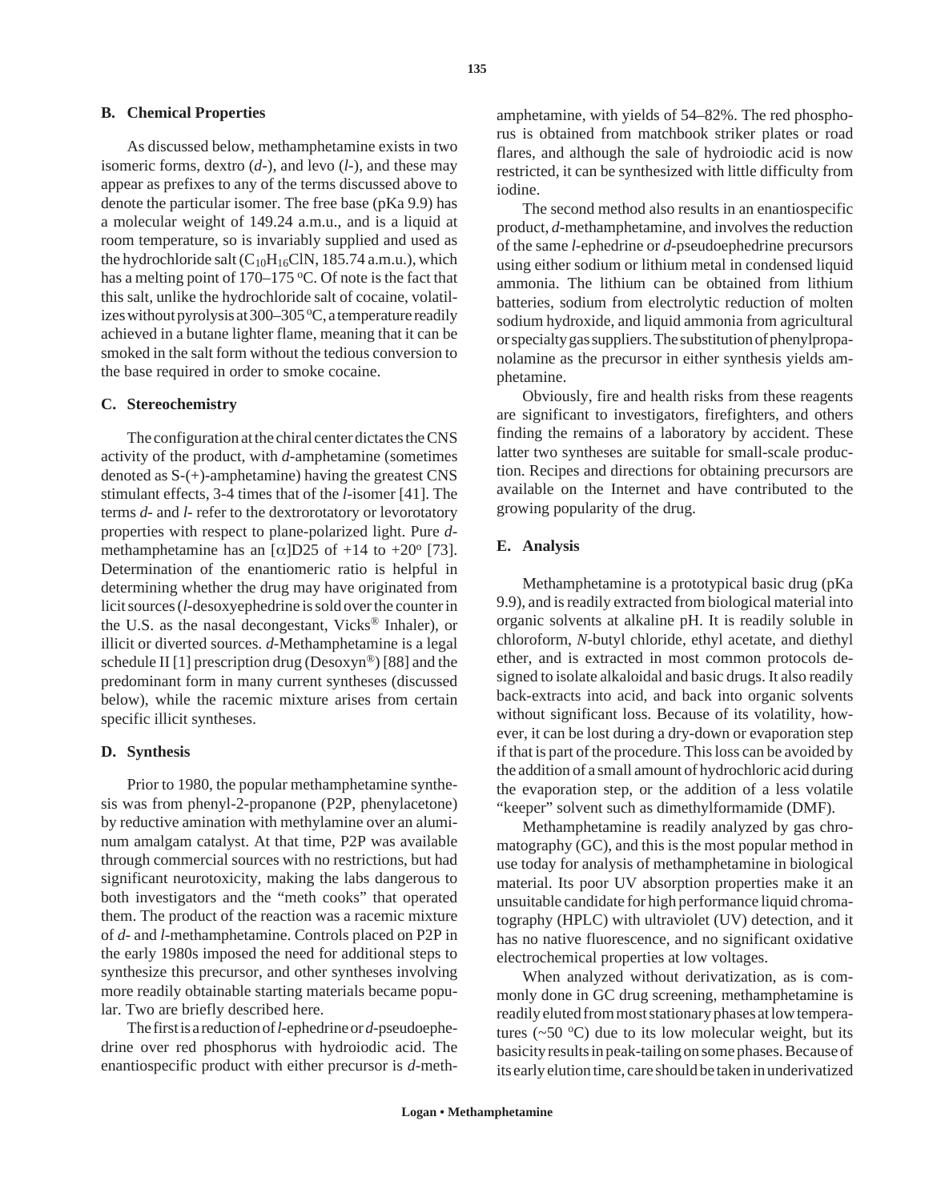## B. Chemical Properties

As discussed below, methamphetamine exists in two isomeric forms, dextro (*d*-), and levo (*l*-), and these may appear as prefixes to any of the terms discussed above to denote the particular isomer. The free base (pKa 9.9) has a molecular weight of 149.24 a.m.u., and is a liquid at room temperature, so is invariably supplied and used as the hydrochloride salt ($C_{10}H_{16}ClN$, 185.74 a.m.u.), which has a melting point of 170–175 °C. Of note is the fact that this salt, unlike the hydrochloride salt of cocaine, volatilizes without pyrolysis at 300–305 °C, a temperature readily achieved in a butane lighter flame, meaning that it can be smoked in the salt form without the tedious conversion to the base required in order to smoke cocaine.

## C. Stereochemistry

The configuration at the chiral center dictates the CNS activity of the product, with *d*-amphetamine (sometimes denoted as S-(+)-amphetamine) having the greatest CNS stimulant effects, 3-4 times that of the *l*-isomer [41]. The terms *d*- and *l*- refer to the dextrorotatory or levorotatory properties with respect to plane-polarized light. Pure *d*-methamphetamine has an $[\alpha]D25$ of +14 to +20° [73]. Determination of the enantiomeric ratio is helpful in determining whether the drug may have originated from licit sources (*l*-desoxyephedrine is sold over the counter in the U.S. as the nasal decongestant, Vicks® Inhaler), or illicit or diverted sources. *d*-Methamphetamine is a legal schedule II [1] prescription drug (Desoxyn®) [88] and the predominant form in many current syntheses (discussed below), while the racemic mixture arises from certain specific illicit syntheses.

## D. Synthesis

Prior to 1980, the popular methamphetamine synthesis was from phenyl-2-propanone (P2P, phenylacetone) by reductive amination with methylamine over an aluminum amalgam catalyst. At that time, P2P was available through commercial sources with no restrictions, but had significant neurotoxicity, making the labs dangerous to both investigators and the "meth cooks" that operated them. The product of the reaction was a racemic mixture of *d*- and *l*-methamphetamine. Controls placed on P2P in the early 1980s imposed the need for additional steps to synthesize this precursor, and other syntheses involving more readily obtainable starting materials became popular. Two are briefly described here.

The first is a reduction of *l*-ephedrine or *d*-pseudoephedrine over red phosphorus with hydroiodic acid. The enantiospecific product with either precursor is *d*-methamphetamine, with yields of 54–82%. The red phosphorus is obtained from matchbook striker plates or road flares, and although the sale of hydroiodic acid is now restricted, it can be synthesized with little difficulty from iodine.

The second method also results in an enantiospecific product, *d*-methamphetamine, and involves the reduction of the same *l*-ephedrine or *d*-pseudoephedrine precursors using either sodium or lithium metal in condensed liquid ammonia. The lithium can be obtained from lithium batteries, sodium from electrolytic reduction of molten sodium hydroxide, and liquid ammonia from agricultural or specialty gas suppliers. The substitution of phenylpropanolamine as the precursor in either synthesis yields amphetamine.

Obviously, fire and health risks from these reagents are significant to investigators, firefighters, and others finding the remains of a laboratory by accident. These latter two syntheses are suitable for small-scale production. Recipes and directions for obtaining precursors are available on the Internet and have contributed to the growing popularity of the drug.

## E. Analysis

Methamphetamine is a prototypical basic drug (pKa 9.9), and is readily extracted from biological material into organic solvents at alkaline pH. It is readily soluble in chloroform, *N*-butyl chloride, ethyl acetate, and diethyl ether, and is extracted in most common protocols designed to isolate alkaloidal and basic drugs. It also readily back-extracts into acid, and back into organic solvents without significant loss. Because of its volatility, however, it can be lost during a dry-down or evaporation step if that is part of the procedure. This loss can be avoided by the addition of a small amount of hydrochloric acid during the evaporation step, or the addition of a less volatile "keeper" solvent such as dimethylformamide (DMF).

Methamphetamine is readily analyzed by gas chromatography (GC), and this is the most popular method in use today for analysis of methamphetamine in biological material. Its poor UV absorption properties make it an unsuitable candidate for high performance liquid chromatography (HPLC) with ultraviolet (UV) detection, and it has no native fluorescence, and no significant oxidative electrochemical properties at low voltages.

When analyzed without derivatization, as is commonly done in GC drug screening, methamphetamine is readily eluted from most stationary phases at low temperatures (~50 °C) due to its low molecular weight, but its basicity results in peak-tailing on some phases. Because of its early elution time, care should be taken in underivatized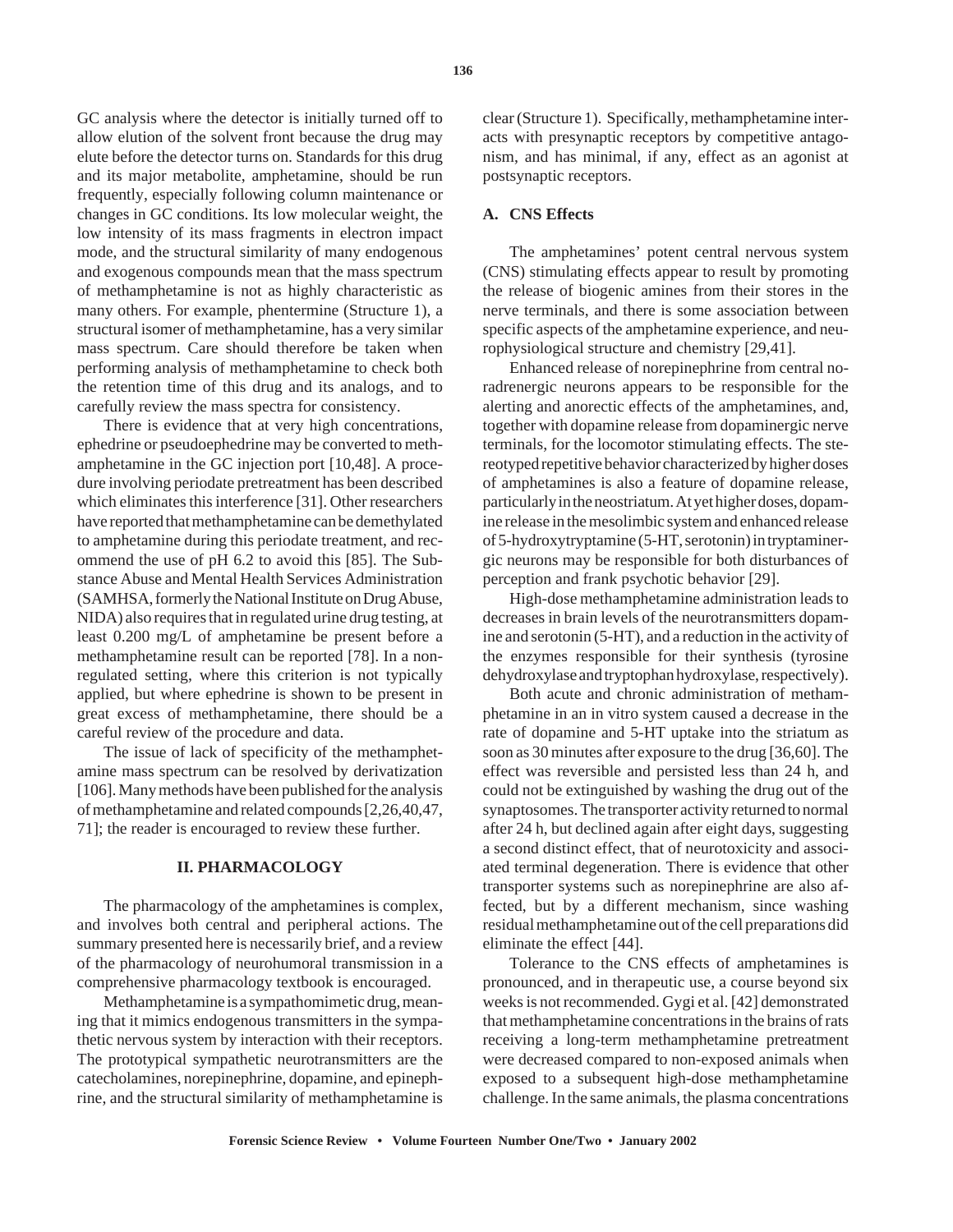GC analysis where the detector is initially turned off to allow elution of the solvent front because the drug may elute before the detector turns on. Standards for this drug and its major metabolite, amphetamine, should be run frequently, especially following column maintenance or changes in GC conditions. Its low molecular weight, the low intensity of its mass fragments in electron impact mode, and the structural similarity of many endogenous and exogenous compounds mean that the mass spectrum of methamphetamine is not as highly characteristic as many others. For example, phentermine (Structure 1), a structural isomer of methamphetamine, has a very similar mass spectrum. Care should therefore be taken when performing analysis of methamphetamine to check both the retention time of this drug and its analogs, and to carefully review the mass spectra for consistency.

There is evidence that at very high concentrations, ephedrine or pseudoephedrine may be converted to methamphetamine in the GC injection port [10,48]. A procedure involving periodate pretreatment has been described which eliminates this interference [31]. Other researchers have reported that methamphetamine can be demethylated to amphetamine during this periodate treatment, and recommend the use of pH 6.2 to avoid this [85]. The Substance Abuse and Mental Health Services Administration (SAMHSA, formerly the National Institute on Drug Abuse, NIDA) also requires that in regulated urine drug testing, at least 0.200 mg/L of amphetamine be present before a methamphetamine result can be reported [78]. In a non-regulated setting, where this criterion is not typically applied, but where ephedrine is shown to be present in great excess of methamphetamine, there should be a careful review of the procedure and data.

The issue of lack of specificity of the methamphetamine mass spectrum can be resolved by derivatization [106]. Many methods have been published for the analysis of methamphetamine and related compounds [2,26,40,47, 71]; the reader is encouraged to review these further.

## II. PHARMACOLOGY

The pharmacology of the amphetamines is complex, and involves both central and peripheral actions. The summary presented here is necessarily brief, and a review of the pharmacology of neurohumoral transmission in a comprehensive pharmacology textbook is encouraged.

Methamphetamine is a sympathomimetic drug, meaning that it mimics endogenous transmitters in the sympathetic nervous system by interaction with their receptors. The prototypical sympathetic neurotransmitters are the catecholamines, norepinephrine, dopamine, and epinephrine, and the structural similarity of methamphetamine is clear (Structure 1). Specifically, methamphetamine interacts with presynaptic receptors by competitive antagonism, and has minimal, if any, effect as an agonist at postsynaptic receptors.

### A. CNS Effects

The amphetamines' potent central nervous system (CNS) stimulating effects appear to result by promoting the release of biogenic amines from their stores in the nerve terminals, and there is some association between specific aspects of the amphetamine experience, and neurophysiological structure and chemistry [29,41].

Enhanced release of norepinephrine from central noradrenergic neurons appears to be responsible for the alerting and anorectic effects of the amphetamines, and, together with dopamine release from dopaminergic nerve terminals, for the locomotor stimulating effects. The stereotyped repetitive behavior characterized by higher doses of amphetamines is also a feature of dopamine release, particularly in the neostriatum. At yet higher doses, dopamine release in the mesolimbic system and enhanced release of 5-hydroxytryptamine (5-HT, serotonin) in tryptaminergic neurons may be responsible for both disturbances of perception and frank psychotic behavior [29].

High-dose methamphetamine administration leads to decreases in brain levels of the neurotransmitters dopamine and serotonin (5-HT), and a reduction in the activity of the enzymes responsible for their synthesis (tyrosine dehydroxylase and tryptophan hydroxylase, respectively).

Both acute and chronic administration of methamphetamine in an in vitro system caused a decrease in the rate of dopamine and 5-HT uptake into the striatum as soon as 30 minutes after exposure to the drug [36,60]. The effect was reversible and persisted less than 24 h, and could not be extinguished by washing the drug out of the synaptosomes. The transporter activity returned to normal after 24 h, but declined again after eight days, suggesting a second distinct effect, that of neurotoxicity and associated terminal degeneration. There is evidence that other transporter systems such as norepinephrine are also affected, but by a different mechanism, since washing residual methamphetamine out of the cell preparations did eliminate the effect [44].

Tolerance to the CNS effects of amphetamines is pronounced, and in therapeutic use, a course beyond six weeks is not recommended. Gygi et al. [42] demonstrated that methamphetamine concentrations in the brains of rats receiving a long-term methamphetamine pretreatment were decreased compared to non-exposed animals when exposed to a subsequent high-dose methamphetamine challenge. In the same animals, the plasma concentrations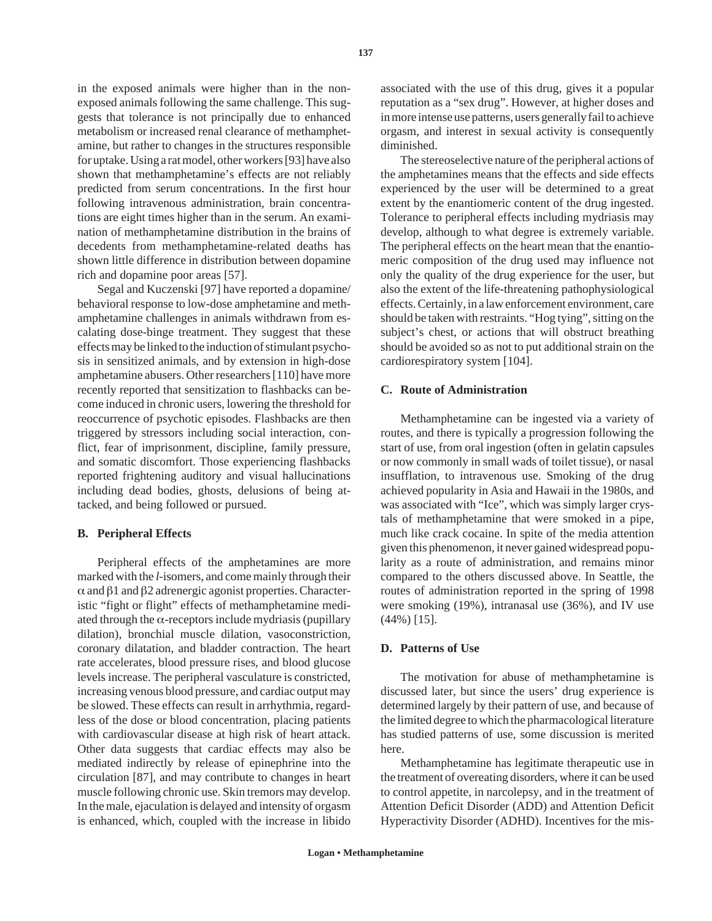in the exposed animals were higher than in the non-exposed animals following the same challenge. This suggests that tolerance is not principally due to enhanced metabolism or increased renal clearance of methamphetamine, but rather to changes in the structures responsible for uptake. Using a rat model, other workers [93] have also shown that methamphetamine's effects are not reliably predicted from serum concentrations. In the first hour following intravenous administration, brain concentrations are eight times higher than in the serum. An examination of methamphetamine distribution in the brains of decedents from methamphetamine-related deaths has shown little difference in distribution between dopamine rich and dopamine poor areas [57].

Segal and Kuczenski [97] have reported a dopamine/behavioral response to low-dose amphetamine and methamphetamine challenges in animals withdrawn from escalating dose-binge treatment. They suggest that these effects may be linked to the induction of stimulant psychosis in sensitized animals, and by extension in high-dose amphetamine abusers. Other researchers [110] have more recently reported that sensitization to flashbacks can become induced in chronic users, lowering the threshold for reoccurrence of psychotic episodes. Flashbacks are then triggered by stressors including social interaction, conflict, fear of imprisonment, discipline, family pressure, and somatic discomfort. Those experiencing flashbacks reported frightening auditory and visual hallucinations including dead bodies, ghosts, delusions of being attacked, and being followed or pursued.

### B. Peripheral Effects

Peripheral effects of the amphetamines are more marked with the *l*-isomers, and come mainly through their $\alpha$ and $\beta 1$ and $\beta 2$ adrenergic agonist properties. Characteristic "fight or flight" effects of methamphetamine mediated through the $\alpha$-receptors include mydriasis (pupillary dilation), bronchial muscle dilation, vasoconstriction, coronary dilatation, and bladder contraction. The heart rate accelerates, blood pressure rises, and blood glucose levels increase. The peripheral vasculature is constricted, increasing venous blood pressure, and cardiac output may be slowed. These effects can result in arrhythmia, regardless of the dose or blood concentration, placing patients with cardiovascular disease at high risk of heart attack. Other data suggests that cardiac effects may also be mediated indirectly by release of epinephrine into the circulation [87], and may contribute to changes in heart muscle following chronic use. Skin tremors may develop. In the male, ejaculation is delayed and intensity of orgasm is enhanced, which, coupled with the increase in libido associated with the use of this drug, gives it a popular reputation as a "sex drug". However, at higher doses and in more intense use patterns, users generally fail to achieve orgasm, and interest in sexual activity is consequently diminished.

The stereoselective nature of the peripheral actions of the amphetamines means that the effects and side effects experienced by the user will be determined to a great extent by the enantiomeric content of the drug ingested. Tolerance to peripheral effects including mydriasis may develop, although to what degree is extremely variable. The peripheral effects on the heart mean that the enantiomeric composition of the drug used may influence not only the quality of the drug experience for the user, but also the extent of the life-threatening pathophysiological effects. Certainly, in a law enforcement environment, care should be taken with restraints. "Hog tying", sitting on the subject's chest, or actions that will obstruct breathing should be avoided so as not to put additional strain on the cardiorespiratory system [104].

### C. Route of Administration

Methamphetamine can be ingested via a variety of routes, and there is typically a progression following the start of use, from oral ingestion (often in gelatin capsules or now commonly in small wads of toilet tissue), or nasal insufflation, to intravenous use. Smoking of the drug achieved popularity in Asia and Hawaii in the 1980s, and was associated with "Ice", which was simply larger crystals of methamphetamine that were smoked in a pipe, much like crack cocaine. In spite of the media attention given this phenomenon, it never gained widespread popularity as a route of administration, and remains minor compared to the others discussed above. In Seattle, the routes of administration reported in the spring of 1998 were smoking (19%), intranasal use (36%), and IV use (44%) [15].

### D. Patterns of Use

The motivation for abuse of methamphetamine is discussed later, but since the users' drug experience is determined largely by their pattern of use, and because of the limited degree to which the pharmacological literature has studied patterns of use, some discussion is merited here.

Methamphetamine has legitimate therapeutic use in the treatment of overeating disorders, where it can be used to control appetite, in narcolepsy, and in the treatment of Attention Deficit Disorder (ADD) and Attention Deficit Hyperactivity Disorder (ADHD). Incentives for the mis-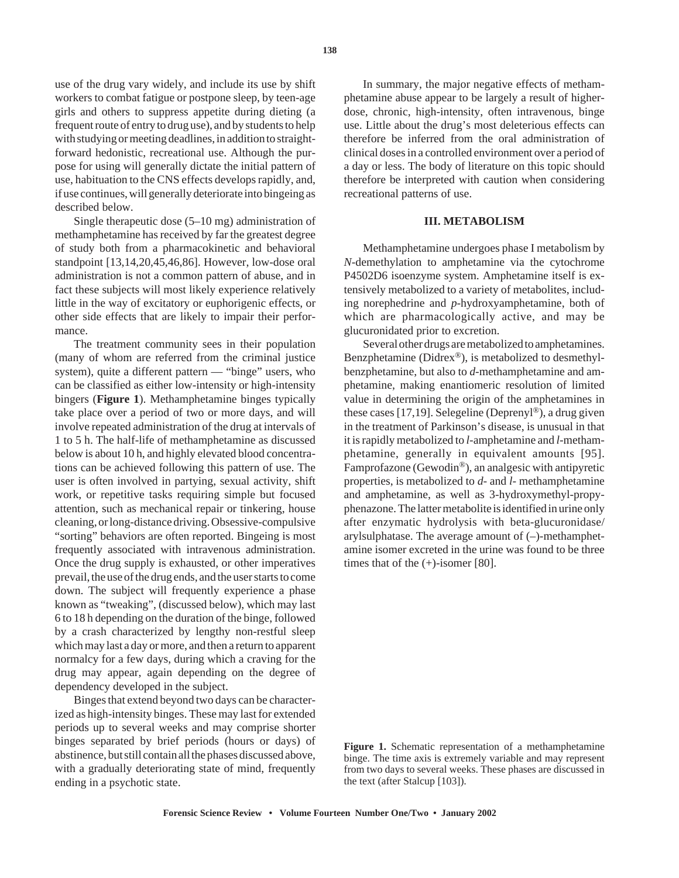use of the drug vary widely, and include its use by shift workers to combat fatigue or postpone sleep, by teen-age girls and others to suppress appetite during dieting (a frequent route of entry to drug use), and by students to help with studying or meeting deadlines, in addition to straightforward hedonistic, recreational use. Although the purpose for using will generally dictate the initial pattern of use, habituation to the CNS effects develops rapidly, and, if use continues, will generally deteriorate into bingeing as described below.

Single therapeutic dose (5–10 mg) administration of methamphetamine has received by far the greatest degree of study both from a pharmacokinetic and behavioral standpoint [13,14,20,45,46,86]. However, low-dose oral administration is not a common pattern of abuse, and in fact these subjects will most likely experience relatively little in the way of excitatory or euphorigenic effects, or other side effects that are likely to impair their performance.

The treatment community sees in their population (many of whom are referred from the criminal justice system), quite a different pattern — "binge" users, who can be classified as either low-intensity or high-intensity bingers (**Figure 1**). Methamphetamine binges typically take place over a period of two or more days, and will involve repeated administration of the drug at intervals of 1 to 5 h. The half-life of methamphetamine as discussed below is about 10 h, and highly elevated blood concentrations can be achieved following this pattern of use. The user is often involved in partying, sexual activity, shift work, or repetitive tasks requiring simple but focused attention, such as mechanical repair or tinkering, house cleaning, or long-distance driving. Obsessive-compulsive "sorting" behaviors are often reported. Bingeing is most frequently associated with intravenous administration. Once the drug supply is exhausted, or other imperatives prevail, the use of the drug ends, and the user starts to come down. The subject will frequently experience a phase known as "tweaking", (discussed below), which may last 6 to 18 h depending on the duration of the binge, followed by a crash characterized by lengthy non-restful sleep which may last a day or more, and then a return to apparent normalcy for a few days, during which a craving for the drug may appear, again depending on the degree of dependency developed in the subject.

Binges that extend beyond two days can be characterized as high-intensity binges. These may last for extended periods up to several weeks and may comprise shorter binges separated by brief periods (hours or days) of abstinence, but still contain all the phases discussed above, with a gradually deteriorating state of mind, frequently ending in a psychotic state.

In summary, the major negative effects of methamphetamine abuse appear to be largely a result of higher-dose, chronic, high-intensity, often intravenous, binge use. Little about the drug's most deleterious effects can therefore be inferred from the oral administration of clinical doses in a controlled environment over a period of a day or less. The body of literature on this topic should therefore be interpreted with caution when considering recreational patterns of use.

## III. METABOLISM

Methamphetamine undergoes phase I metabolism by *N*-demethylation to amphetamine via the cytochrome P4502D6 isoenzyme system. Amphetamine itself is extensively metabolized to a variety of metabolites, including norephedrine and *p*-hydroxyamphetamine, both of which are pharmacologically active, and may be glucuronidated prior to excretion.

Several other drugs are metabolized to amphetamines. Benzphetamine (Didrex®), is metabolized to desmethylbenzphetamine, but also to *d*-methamphetamine and amphetamine, making enantiomeric resolution of limited value in determining the origin of the amphetamines in these cases [17,19]. Selegeline (Deprenyl®), a drug given in the treatment of Parkinson's disease, is unusual in that it is rapidly metabolized to *l*-amphetamine and *l*-methamphetamine, generally in equivalent amounts [95]. Famprofazone (Gewodin®), an analgesic with antipyretic properties, is metabolized to *d*- and *l*- methamphetamine and amphetamine, as well as 3-hydroxymethyl-propyphenazone. The latter metabolite is identified in urine only after enzymatic hydrolysis with beta-glucuronidase/arylsulphatase. The average amount of (–)-methamphetamine isomer excreted in the urine was found to be three times that of the (+)-isomer [80].

**Figure 1.** Schematic representation of a methamphetamine binge. The time axis is extremely variable and may represent from two days to several weeks. These phases are discussed in the text (after Stalcup [103]).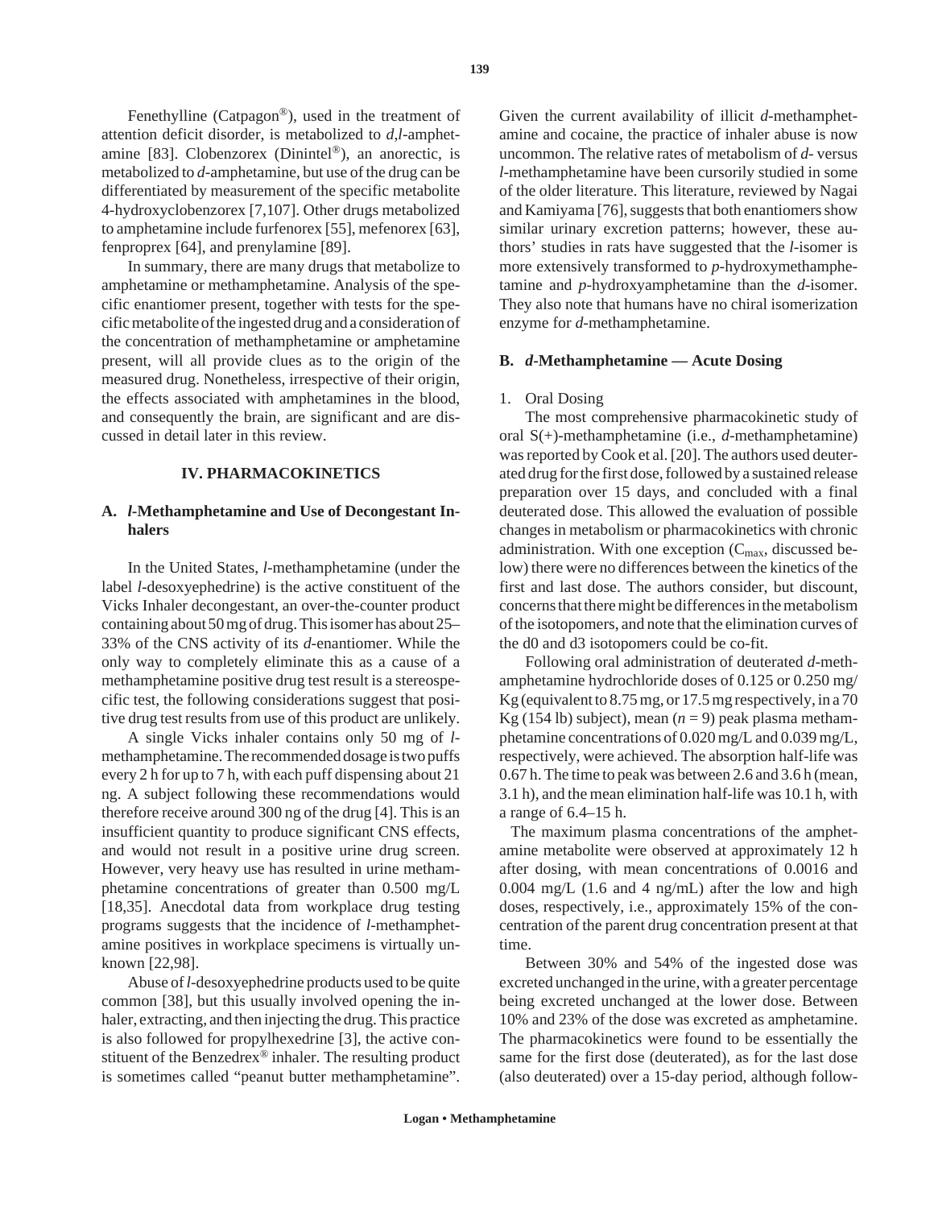Fenethylline (Catpagon®), used in the treatment of attention deficit disorder, is metabolized to *d,l*-amphetamine [83]. Clobenzorex (Dinintel®), an anorectic, is metabolized to *d*-amphetamine, but use of the drug can be differentiated by measurement of the specific metabolite 4-hydroxyclobenzorex [7,107]. Other drugs metabolized to amphetamine include furfenorex [55], mefenorex [63], fenproprex [64], and prenylamine [89].

In summary, there are many drugs that metabolize to amphetamine or methamphetamine. Analysis of the specific enantiomer present, together with tests for the specific metabolite of the ingested drug and a consideration of the concentration of methamphetamine or amphetamine present, will all provide clues as to the origin of the measured drug. Nonetheless, irrespective of their origin, the effects associated with amphetamines in the blood, and consequently the brain, are significant and are discussed in detail later in this review.

## IV. PHARMACOKINETICS

### A. *l*-Methamphetamine and Use of Decongestant Inhalers

In the United States, *l*-methamphetamine (under the label *l*-desoxyephedrine) is the active constituent of the Vicks Inhaler decongestant, an over-the-counter product containing about 50 mg of drug. This isomer has about 25–33% of the CNS activity of its *d*-enantiomer. While the only way to completely eliminate this as a cause of a methamphetamine positive drug test result is a stereospecific test, the following considerations suggest that positive drug test results from use of this product are unlikely.

A single Vicks inhaler contains only 50 mg of *l*-methamphetamine. The recommended dosage is two puffs every 2 h for up to 7 h, with each puff dispensing about 21 ng. A subject following these recommendations would therefore receive around 300 ng of the drug [4]. This is an insufficient quantity to produce significant CNS effects, and would not result in a positive urine drug screen. However, very heavy use has resulted in urine methamphetamine concentrations of greater than 0.500 mg/L [18,35]. Anecdotal data from workplace drug testing programs suggests that the incidence of *l*-methamphetamine positives in workplace specimens is virtually unknown [22,98].

Abuse of *l*-desoxyephedrine products used to be quite common [38], but this usually involved opening the inhaler, extracting, and then injecting the drug. This practice is also followed for propylhexedrine [3], the active constituent of the Benzedrex® inhaler. The resulting product is sometimes called "peanut butter methamphetamine". Given the current availability of illicit *d*-methamphetamine and cocaine, the practice of inhaler abuse is now uncommon. The relative rates of metabolism of *d*- versus *l*-methamphetamine have been cursorily studied in some of the older literature. This literature, reviewed by Nagai and Kamiyama [76], suggests that both enantiomers show similar urinary excretion patterns; however, these authors' studies in rats have suggested that the *l*-isomer is more extensively transformed to *p*-hydroxymethamphetamine and *p*-hydroxyamphetamine than the *d*-isomer. They also note that humans have no chiral isomerization enzyme for *d*-methamphetamine.

### B. *d*-Methamphetamine — Acute Dosing

1. Oral Dosing

The most comprehensive pharmacokinetic study of oral S(+)-methamphetamine (i.e., *d*-methamphetamine) was reported by Cook et al. [20]. The authors used deuterated drug for the first dose, followed by a sustained release preparation over 15 days, and concluded with a final deuterated dose. This allowed the evaluation of possible changes in metabolism or pharmacokinetics with chronic administration. With one exception ($C_{max}$, discussed below) there were no differences between the kinetics of the first and last dose. The authors consider, but discount, concerns that there might be differences in the metabolism of the isotopomers, and note that the elimination curves of the d0 and d3 isotopomers could be co-fit.

Following oral administration of deuterated *d*-methamphetamine hydrochloride doses of 0.125 or 0.250 mg/Kg (equivalent to 8.75 mg, or 17.5 mg respectively, in a 70 Kg (154 lb) subject), mean ($n = 9$) peak plasma methamphetamine concentrations of 0.020 mg/L and 0.039 mg/L, respectively, were achieved. The absorption half-life was 0.67 h. The time to peak was between 2.6 and 3.6 h (mean, 3.1 h), and the mean elimination half-life was 10.1 h, with a range of 6.4–15 h.

The maximum plasma concentrations of the amphetamine metabolite were observed at approximately 12 h after dosing, with mean concentrations of 0.0016 and 0.004 mg/L (1.6 and 4 ng/mL) after the low and high doses, respectively, i.e., approximately 15% of the concentration of the parent drug concentration present at that time.

Between 30% and 54% of the ingested dose was excreted unchanged in the urine, with a greater percentage being excreted unchanged at the lower dose. Between 10% and 23% of the dose was excreted as amphetamine. The pharmacokinetics were found to be essentially the same for the first dose (deuterated), as for the last dose (also deuterated) over a 15-day period, although follow-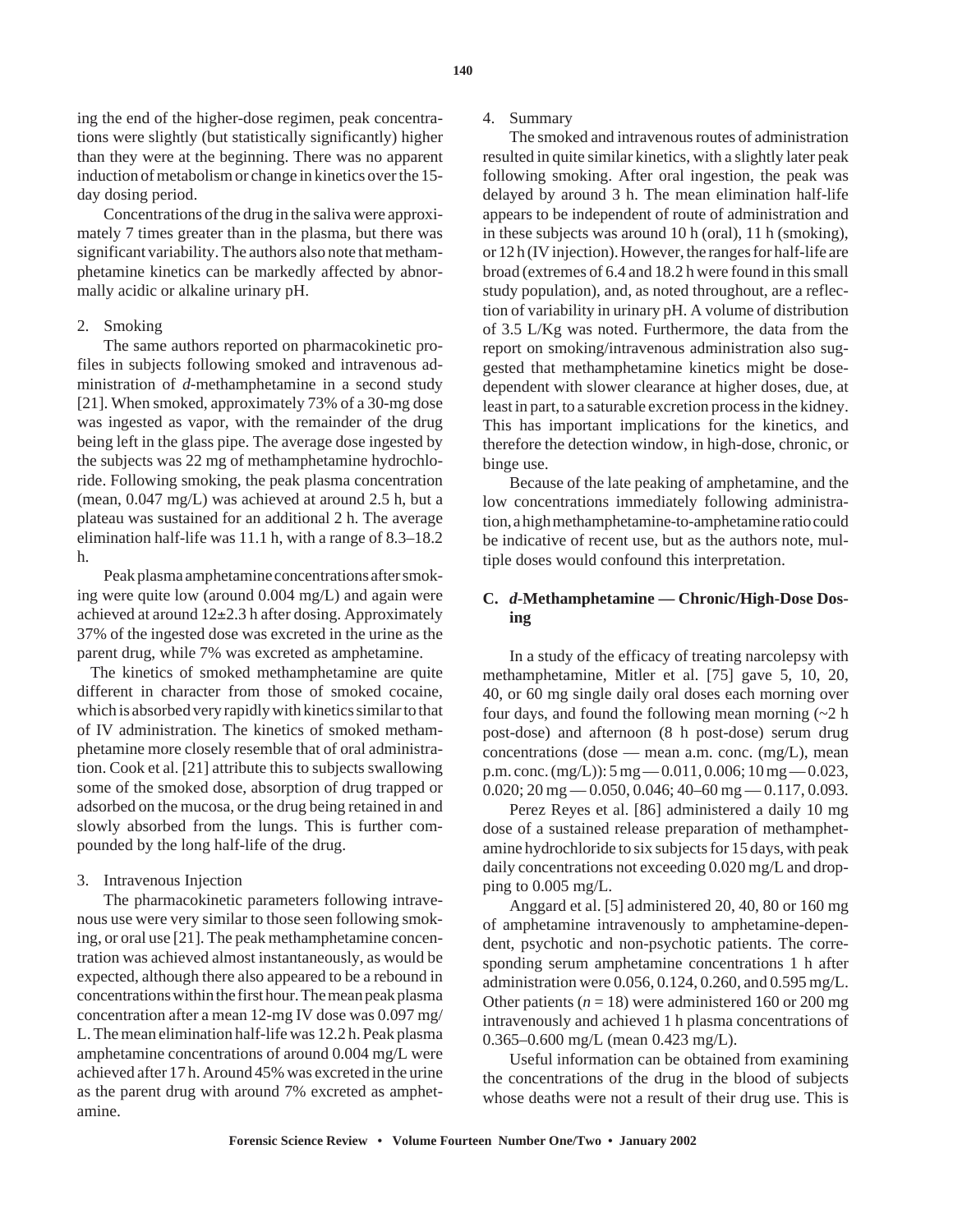ing the end of the higher-dose regimen, peak concentrations were slightly (but statistically significantly) higher than they were at the beginning. There was no apparent induction of metabolism or change in kinetics over the 15-day dosing period.

Concentrations of the drug in the saliva were approximately 7 times greater than in the plasma, but there was significant variability. The authors also note that methamphetamine kinetics can be markedly affected by abnormally acidic or alkaline urinary pH.

2. Smoking

The same authors reported on pharmacokinetic profiles in subjects following smoked and intravenous administration of *d*-methamphetamine in a second study [21]. When smoked, approximately 73% of a 30-mg dose was ingested as vapor, with the remainder of the drug being left in the glass pipe. The average dose ingested by the subjects was 22 mg of methamphetamine hydrochloride. Following smoking, the peak plasma concentration (mean, 0.047 mg/L) was achieved at around 2.5 h, but a plateau was sustained for an additional 2 h. The average elimination half-life was 11.1 h, with a range of 8.3–18.2 h.

Peak plasma amphetamine concentrations after smoking were quite low (around 0.004 mg/L) and again were achieved at around 12±2.3 h after dosing. Approximately 37% of the ingested dose was excreted in the urine as the parent drug, while 7% was excreted as amphetamine.

The kinetics of smoked methamphetamine are quite different in character from those of smoked cocaine, which is absorbed very rapidly with kinetics similar to that of IV administration. The kinetics of smoked methamphetamine more closely resemble that of oral administration. Cook et al. [21] attribute this to subjects swallowing some of the smoked dose, absorption of drug trapped or adsorbed on the mucosa, or the drug being retained in and slowly absorbed from the lungs. This is further compounded by the long half-life of the drug.

3. Intravenous Injection

The pharmacokinetic parameters following intravenous use were very similar to those seen following smoking, or oral use [21]. The peak methamphetamine concentration was achieved almost instantaneously, as would be expected, although there also appeared to be a rebound in concentrations within the first hour. The mean peak plasma concentration after a mean 12-mg IV dose was 0.097 mg/L. The mean elimination half-life was 12.2 h. Peak plasma amphetamine concentrations of around 0.004 mg/L were achieved after 17 h. Around 45% was excreted in the urine as the parent drug with around 7% excreted as amphetamine.

4. Summary

The smoked and intravenous routes of administration resulted in quite similar kinetics, with a slightly later peak following smoking. After oral ingestion, the peak was delayed by around 3 h. The mean elimination half-life appears to be independent of route of administration and in these subjects was around 10 h (oral), 11 h (smoking), or 12 h (IV injection). However, the ranges for half-life are broad (extremes of 6.4 and 18.2 h were found in this small study population), and, as noted throughout, are a reflection of variability in urinary pH. A volume of distribution of 3.5 L/Kg was noted. Furthermore, the data from the report on smoking/intravenous administration also suggested that methamphetamine kinetics might be dose-dependent with slower clearance at higher doses, due, at least in part, to a saturable excretion process in the kidney. This has important implications for the kinetics, and therefore the detection window, in high-dose, chronic, or binge use.

Because of the late peaking of amphetamine, and the low concentrations immediately following administration, a high methamphetamine-to-amphetamine ratio could be indicative of recent use, but as the authors note, multiple doses would confound this interpretation.

### C. *d*-Methamphetamine — Chronic/High-Dose Dosing

In a study of the efficacy of treating narcolepsy with methamphetamine, Mitler et al. [75] gave 5, 10, 20, 40, or 60 mg single daily oral doses each morning over four days, and found the following mean morning (~2 h post-dose) and afternoon (8 h post-dose) serum drug concentrations (dose — mean a.m. conc. (mg/L), mean p.m. conc. (mg/L)): 5 mg — 0.011, 0.006; 10 mg — 0.023, 0.020; 20 mg — 0.050, 0.046; 40–60 mg — 0.117, 0.093.

Perez Reyes et al. [86] administered a daily 10 mg dose of a sustained release preparation of methamphetamine hydrochloride to six subjects for 15 days, with peak daily concentrations not exceeding 0.020 mg/L and dropping to 0.005 mg/L.

Anggard et al. [5] administered 20, 40, 80 or 160 mg of amphetamine intravenously to amphetamine-dependent, psychotic and non-psychotic patients. The corresponding serum amphetamine concentrations 1 h after administration were 0.056, 0.124, 0.260, and 0.595 mg/L. Other patients ($n = 18$) were administered 160 or 200 mg intravenously and achieved 1 h plasma concentrations of 0.365–0.600 mg/L (mean 0.423 mg/L).

Useful information can be obtained from examining the concentrations of the drug in the blood of subjects whose deaths were not a result of their drug use. This is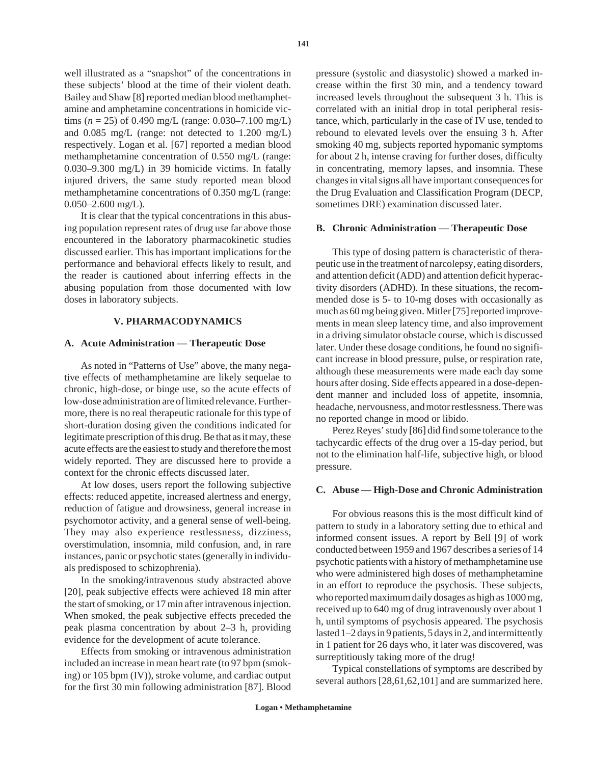well illustrated as a "snapshot" of the concentrations in these subjects' blood at the time of their violent death. Bailey and Shaw [8] reported median blood methamphetamine and amphetamine concentrations in homicide victims ($n = 25$) of 0.490 mg/L (range: 0.030–7.100 mg/L) and 0.085 mg/L (range: not detected to 1.200 mg/L) respectively. Logan et al. [67] reported a median blood methamphetamine concentration of 0.550 mg/L (range: 0.030–9.300 mg/L) in 39 homicide victims. In fatally injured drivers, the same study reported mean blood methamphetamine concentrations of 0.350 mg/L (range: 0.050–2.600 mg/L).

It is clear that the typical concentrations in this abusing population represent rates of drug use far above those encountered in the laboratory pharmacokinetic studies discussed earlier. This has important implications for the performance and behavioral effects likely to result, and the reader is cautioned about inferring effects in the abusing population from those documented with low doses in laboratory subjects.

## V. PHARMACODYNAMICS

### A. Acute Administration — Therapeutic Dose

As noted in "Patterns of Use" above, the many negative effects of methamphetamine are likely sequelae to chronic, high-dose, or binge use, so the acute effects of low-dose administration are of limited relevance. Furthermore, there is no real therapeutic rationale for this type of short-duration dosing given the conditions indicated for legitimate prescription of this drug. Be that as it may, these acute effects are the easiest to study and therefore the most widely reported. They are discussed here to provide a context for the chronic effects discussed later.

At low doses, users report the following subjective effects: reduced appetite, increased alertness and energy, reduction of fatigue and drowsiness, general increase in psychomotor activity, and a general sense of well-being. They may also experience restlessness, dizziness, overstimulation, insomnia, mild confusion, and, in rare instances, panic or psychotic states (generally in individuals predisposed to schizophrenia).

In the smoking/intravenous study abstracted above [20], peak subjective effects were achieved 18 min after the start of smoking, or 17 min after intravenous injection. When smoked, the peak subjective effects preceded the peak plasma concentration by about 2–3 h, providing evidence for the development of acute tolerance.

Effects from smoking or intravenous administration included an increase in mean heart rate (to 97 bpm (smoking) or 105 bpm (IV)), stroke volume, and cardiac output for the first 30 min following administration [87]. Blood pressure (systolic and diasystolic) showed a marked increase within the first 30 min, and a tendency toward increased levels throughout the subsequent 3 h. This is correlated with an initial drop in total peripheral resistance, which, particularly in the case of IV use, tended to rebound to elevated levels over the ensuing 3 h. After smoking 40 mg, subjects reported hypomanic symptoms for about 2 h, intense craving for further doses, difficulty in concentrating, memory lapses, and insomnia. These changes in vital signs all have important consequences for the Drug Evaluation and Classification Program (DECP, sometimes DRE) examination discussed later.

### B. Chronic Administration — Therapeutic Dose

This type of dosing pattern is characteristic of therapeutic use in the treatment of narcolepsy, eating disorders, and attention deficit (ADD) and attention deficit hyperactivity disorders (ADHD). In these situations, the recommended dose is 5- to 10-mg doses with occasionally as much as 60 mg being given. Mitler [75] reported improvements in mean sleep latency time, and also improvement in a driving simulator obstacle course, which is discussed later. Under these dosage conditions, he found no significant increase in blood pressure, pulse, or respiration rate, although these measurements were made each day some hours after dosing. Side effects appeared in a dose-dependent manner and included loss of appetite, insomnia, headache, nervousness, and motor restlessness. There was no reported change in mood or libido.

Perez Reyes' study [86] did find some tolerance to the tachycardic effects of the drug over a 15-day period, but not to the elimination half-life, subjective high, or blood pressure.

### C. Abuse — High-Dose and Chronic Administration

For obvious reasons this is the most difficult kind of pattern to study in a laboratory setting due to ethical and informed consent issues. A report by Bell [9] of work conducted between 1959 and 1967 describes a series of 14 psychotic patients with a history of methamphetamine use who were administered high doses of methamphetamine in an effort to reproduce the psychosis. These subjects, who reported maximum daily dosages as high as 1000 mg, received up to 640 mg of drug intravenously over about 1 h, until symptoms of psychosis appeared. The psychosis lasted 1–2 days in 9 patients, 5 days in 2, and intermittently in 1 patient for 26 days who, it later was discovered, was surreptitiously taking more of the drug!

Typical constellations of symptoms are described by several authors [28,61,62,101] and are summarized here.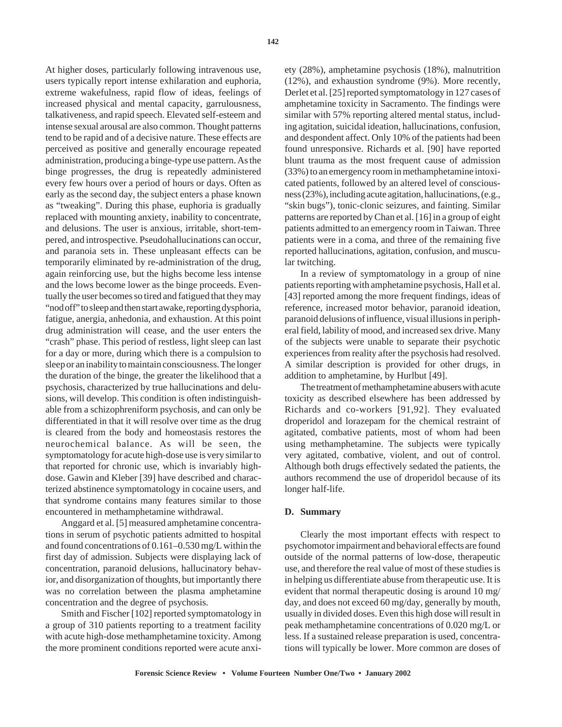At higher doses, particularly following intravenous use, users typically report intense exhilaration and euphoria, extreme wakefulness, rapid flow of ideas, feelings of increased physical and mental capacity, garrulousness, talkativeness, and rapid speech. Elevated self-esteem and intense sexual arousal are also common. Thought patterns tend to be rapid and of a decisive nature. These effects are perceived as positive and generally encourage repeated administration, producing a binge-type use pattern. As the binge progresses, the drug is repeatedly administered every few hours over a period of hours or days. Often as early as the second day, the subject enters a phase known as "tweaking". During this phase, euphoria is gradually replaced with mounting anxiety, inability to concentrate, and delusions. The user is anxious, irritable, short-tempered, and introspective. Pseudohallucinations can occur, and paranoia sets in. These unpleasant effects can be temporarily eliminated by re-administration of the drug, again reinforcing use, but the highs become less intense and the lows become lower as the binge proceeds. Eventually the user becomes so tired and fatigued that they may "nod off" to sleep and then start awake, reporting dysphoria, fatigue, anergia, anhedonia, and exhaustion. At this point drug administration will cease, and the user enters the "crash" phase. This period of restless, light sleep can last for a day or more, during which there is a compulsion to sleep or an inability to maintain consciousness. The longer the duration of the binge, the greater the likelihood that a psychosis, characterized by true hallucinations and delusions, will develop. This condition is often indistinguishable from a schizophreniform psychosis, and can only be differentiated in that it will resolve over time as the drug is cleared from the body and homeostasis restores the neurochemical balance. As will be seen, the symptomatology for acute high-dose use is very similar to that reported for chronic use, which is invariably high-dose. Gawin and Kleber [39] have described and characterized abstinence symptomatology in cocaine users, and that syndrome contains many features similar to those encountered in methamphetamine withdrawal.

Anggard et al. [5] measured amphetamine concentrations in serum of psychotic patients admitted to hospital and found concentrations of 0.161–0.530 mg/L within the first day of admission. Subjects were displaying lack of concentration, paranoid delusions, hallucinatory behavior, and disorganization of thoughts, but importantly there was no correlation between the plasma amphetamine concentration and the degree of psychosis.

Smith and Fischer [102] reported symptomatology in a group of 310 patients reporting to a treatment facility with acute high-dose methamphetamine toxicity. Among the more prominent conditions reported were acute anxiety (28%), amphetamine psychosis (18%), malnutrition (12%), and exhaustion syndrome (9%). More recently, Derlet et al. [25] reported symptomatology in 127 cases of amphetamine toxicity in Sacramento. The findings were similar with 57% reporting altered mental status, including agitation, suicidal ideation, hallucinations, confusion, and despondent affect. Only 10% of the patients had been found unresponsive. Richards et al. [90] have reported blunt trauma as the most frequent cause of admission (33%) to an emergency room in methamphetamine intoxicated patients, followed by an altered level of consciousness (23%), including acute agitation, hallucinations, (e.g., "skin bugs"), tonic-clonic seizures, and fainting. Similar patterns are reported by Chan et al. [16] in a group of eight patients admitted to an emergency room in Taiwan. Three patients were in a coma, and three of the remaining five reported hallucinations, agitation, confusion, and muscular twitching.

In a review of symptomatology in a group of nine patients reporting with amphetamine psychosis, Hall et al. [43] reported among the more frequent findings, ideas of reference, increased motor behavior, paranoid ideation, paranoid delusions of influence, visual illusions in peripheral field, lability of mood, and increased sex drive. Many of the subjects were unable to separate their psychotic experiences from reality after the psychosis had resolved. A similar description is provided for other drugs, in addition to amphetamine, by Hurlbut [49].

The treatment of methamphetamine abusers with acute toxicity as described elsewhere has been addressed by Richards and co-workers [91,92]. They evaluated droperidol and lorazepam for the chemical restraint of agitated, combative patients, most of whom had been using methamphetamine. The subjects were typically very agitated, combative, violent, and out of control. Although both drugs effectively sedated the patients, the authors recommend the use of droperidol because of its longer half-life.

### D. Summary

Clearly the most important effects with respect to psychomotor impairment and behavioral effects are found outside of the normal patterns of low-dose, therapeutic use, and therefore the real value of most of these studies is in helping us differentiate abuse from therapeutic use. It is evident that normal therapeutic dosing is around 10 mg/day, and does not exceed 60 mg/day, generally by mouth, usually in divided doses. Even this high dose will result in peak methamphetamine concentrations of 0.020 mg/L or less. If a sustained release preparation is used, concentrations will typically be lower. More common are doses of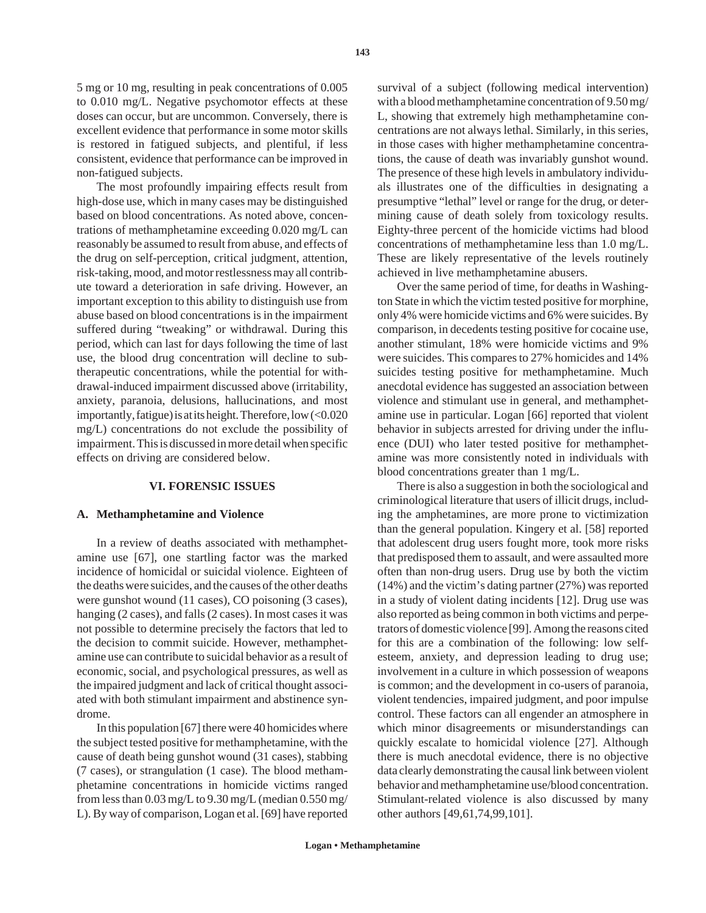5 mg or 10 mg, resulting in peak concentrations of 0.005 to 0.010 mg/L. Negative psychomotor effects at these doses can occur, but are uncommon. Conversely, there is excellent evidence that performance in some motor skills is restored in fatigued subjects, and plentiful, if less consistent, evidence that performance can be improved in non-fatigued subjects.

The most profoundly impairing effects result from high-dose use, which in many cases may be distinguished based on blood concentrations. As noted above, concentrations of methamphetamine exceeding 0.020 mg/L can reasonably be assumed to result from abuse, and effects of the drug on self-perception, critical judgment, attention, risk-taking, mood, and motor restlessness may all contribute toward a deterioration in safe driving. However, an important exception to this ability to distinguish use from abuse based on blood concentrations is in the impairment suffered during "tweaking" or withdrawal. During this period, which can last for days following the time of last use, the blood drug concentration will decline to subtherapeutic concentrations, while the potential for withdrawal-induced impairment discussed above (irritability, anxiety, paranoia, delusions, hallucinations, and most importantly, fatigue) is at its height. Therefore, low (<0.020 mg/L) concentrations do not exclude the possibility of impairment. This is discussed in more detail when specific effects on driving are considered below.

## VI. FORENSIC ISSUES

### A. Methamphetamine and Violence

In a review of deaths associated with methamphetamine use [67], one startling factor was the marked incidence of homicidal or suicidal violence. Eighteen of the deaths were suicides, and the causes of the other deaths were gunshot wound (11 cases), CO poisoning (3 cases), hanging (2 cases), and falls (2 cases). In most cases it was not possible to determine precisely the factors that led to the decision to commit suicide. However, methamphetamine use can contribute to suicidal behavior as a result of economic, social, and psychological pressures, as well as the impaired judgment and lack of critical thought associated with both stimulant impairment and abstinence syndrome.

In this population [67] there were 40 homicides where the subject tested positive for methamphetamine, with the cause of death being gunshot wound (31 cases), stabbing (7 cases), or strangulation (1 case). The blood methamphetamine concentrations in homicide victims ranged from less than 0.03 mg/L to 9.30 mg/L (median 0.550 mg/L). By way of comparison, Logan et al. [69] have reported survival of a subject (following medical intervention) with a blood methamphetamine concentration of 9.50 mg/L, showing that extremely high methamphetamine concentrations are not always lethal. Similarly, in this series, in those cases with higher methamphetamine concentrations, the cause of death was invariably gunshot wound. The presence of these high levels in ambulatory individuals illustrates one of the difficulties in designating a presumptive "lethal" level or range for the drug, or determining cause of death solely from toxicology results. Eighty-three percent of the homicide victims had blood concentrations of methamphetamine less than 1.0 mg/L. These are likely representative of the levels routinely achieved in live methamphetamine abusers.

Over the same period of time, for deaths in Washington State in which the victim tested positive for morphine, only 4% were homicide victims and 6% were suicides. By comparison, in decedents testing positive for cocaine use, another stimulant, 18% were homicide victims and 9% were suicides. This compares to 27% homicides and 14% suicides testing positive for methamphetamine. Much anecdotal evidence has suggested an association between violence and stimulant use in general, and methamphetamine use in particular. Logan [66] reported that violent behavior in subjects arrested for driving under the influence (DUI) who later tested positive for methamphetamine was more consistently noted in individuals with blood concentrations greater than 1 mg/L.

There is also a suggestion in both the sociological and criminological literature that users of illicit drugs, including the amphetamines, are more prone to victimization than the general population. Kingery et al. [58] reported that adolescent drug users fought more, took more risks that predisposed them to assault, and were assaulted more often than non-drug users. Drug use by both the victim (14%) and the victim's dating partner (27%) was reported in a study of violent dating incidents [12]. Drug use was also reported as being common in both victims and perpetrators of domestic violence [99]. Among the reasons cited for this are a combination of the following: low self-esteem, anxiety, and depression leading to drug use; involvement in a culture in which possession of weapons is common; and the development in co-users of paranoia, violent tendencies, impaired judgment, and poor impulse control. These factors can all engender an atmosphere in which minor disagreements or misunderstandings can quickly escalate to homicidal violence [27]. Although there is much anecdotal evidence, there is no objective data clearly demonstrating the causal link between violent behavior and methamphetamine use/blood concentration. Stimulant-related violence is also discussed by many other authors [49,61,74,99,101].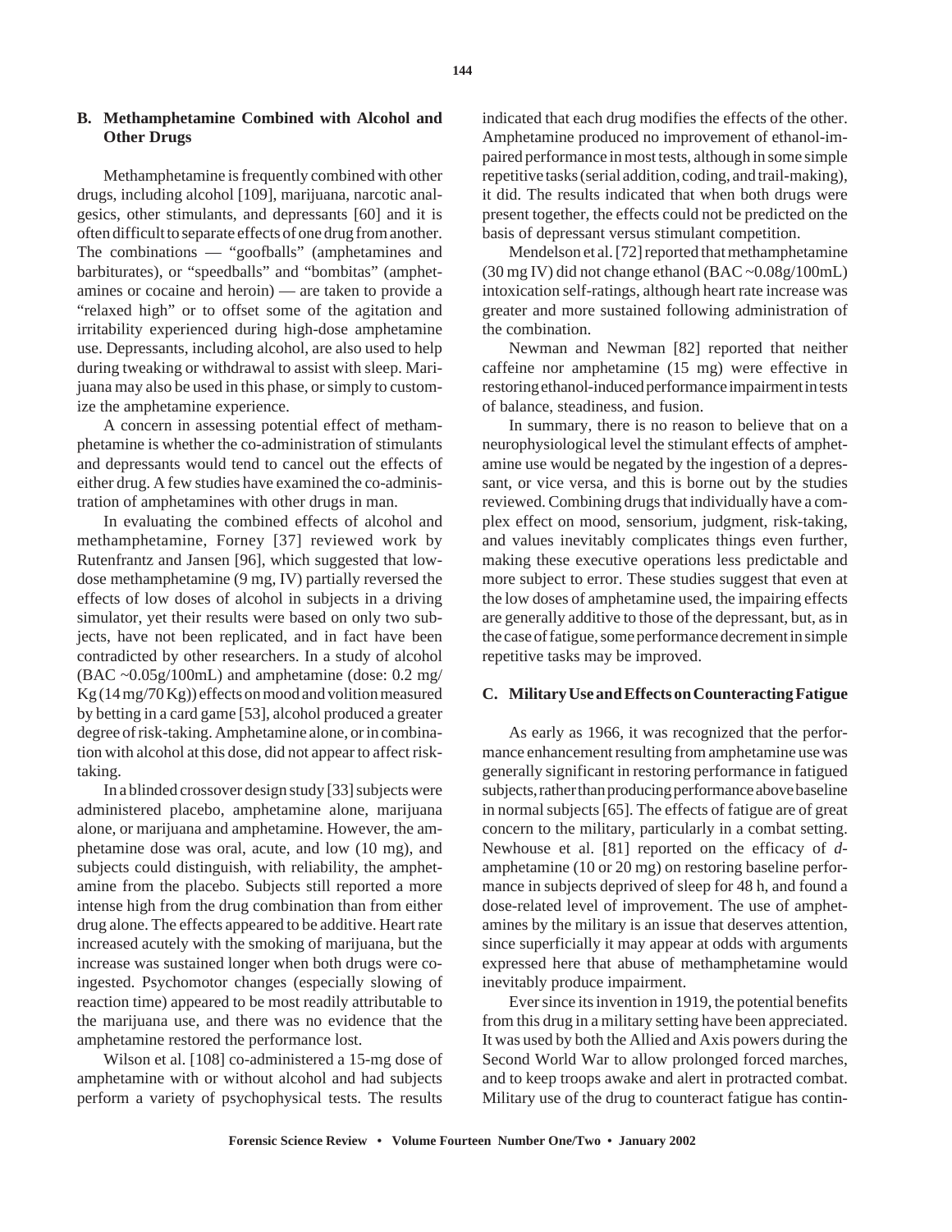## B. Methamphetamine Combined with Alcohol and Other Drugs

Methamphetamine is frequently combined with other drugs, including alcohol [109], marijuana, narcotic analgesics, other stimulants, and depressants [60] and it is often difficult to separate effects of one drug from another. The combinations — "goofballs" (amphetamines and barbiturates), or "speedballs" and "bombitas" (amphetamines or cocaine and heroin) — are taken to provide a "relaxed high" or to offset some of the agitation and irritability experienced during high-dose amphetamine use. Depressants, including alcohol, are also used to help during tweaking or withdrawal to assist with sleep. Marijuana may also be used in this phase, or simply to customize the amphetamine experience.

A concern in assessing potential effect of methamphetamine is whether the co-administration of stimulants and depressants would tend to cancel out the effects of either drug. A few studies have examined the co-administration of amphetamines with other drugs in man.

In evaluating the combined effects of alcohol and methamphetamine, Forney [37] reviewed work by Rutenfrantz and Jansen [96], which suggested that low-dose methamphetamine (9 mg, IV) partially reversed the effects of low doses of alcohol in subjects in a driving simulator, yet their results were based on only two subjects, have not been replicated, and in fact have been contradicted by other researchers. In a study of alcohol (BAC ~0.05g/100mL) and amphetamine (dose: 0.2 mg/Kg (14 mg/70 Kg)) effects on mood and volition measured by betting in a card game [53], alcohol produced a greater degree of risk-taking. Amphetamine alone, or in combination with alcohol at this dose, did not appear to affect risk-taking.

In a blinded crossover design study [33] subjects were administered placebo, amphetamine alone, marijuana alone, or marijuana and amphetamine. However, the amphetamine dose was oral, acute, and low (10 mg), and subjects could distinguish, with reliability, the amphetamine from the placebo. Subjects still reported a more intense high from the drug combination than from either drug alone. The effects appeared to be additive. Heart rate increased acutely with the smoking of marijuana, but the increase was sustained longer when both drugs were co-ingested. Psychomotor changes (especially slowing of reaction time) appeared to be most readily attributable to the marijuana use, and there was no evidence that the amphetamine restored the performance lost.

Wilson et al. [108] co-administered a 15-mg dose of amphetamine with or without alcohol and had subjects perform a variety of psychophysical tests. The results indicated that each drug modifies the effects of the other. Amphetamine produced no improvement of ethanol-impaired performance in most tests, although in some simple repetitive tasks (serial addition, coding, and trail-making), it did. The results indicated that when both drugs were present together, the effects could not be predicted on the basis of depressant versus stimulant competition.

Mendelson et al. [72] reported that methamphetamine (30 mg IV) did not change ethanol (BAC ~0.08g/100mL) intoxication self-ratings, although heart rate increase was greater and more sustained following administration of the combination.

Newman and Newman [82] reported that neither caffeine nor amphetamine (15 mg) were effective in restoring ethanol-induced performance impairment in tests of balance, steadiness, and fusion.

In summary, there is no reason to believe that on a neurophysiological level the stimulant effects of amphetamine use would be negated by the ingestion of a depressant, or vice versa, and this is borne out by the studies reviewed. Combining drugs that individually have a complex effect on mood, sensorium, judgment, risk-taking, and values inevitably complicates things even further, making these executive operations less predictable and more subject to error. These studies suggest that even at the low doses of amphetamine used, the impairing effects are generally additive to those of the depressant, but, as in the case of fatigue, some performance decrement in simple repetitive tasks may be improved.

## C. Military Use and Effects on Counteracting Fatigue

As early as 1966, it was recognized that the performance enhancement resulting from amphetamine use was generally significant in restoring performance in fatigued subjects, rather than producing performance above baseline in normal subjects [65]. The effects of fatigue are of great concern to the military, particularly in a combat setting. Newhouse et al. [81] reported on the efficacy of *d*-amphetamine (10 or 20 mg) on restoring baseline performance in subjects deprived of sleep for 48 h, and found a dose-related level of improvement. The use of amphetamines by the military is an issue that deserves attention, since superficially it may appear at odds with arguments expressed here that abuse of methamphetamine would inevitably produce impairment.

Ever since its invention in 1919, the potential benefits from this drug in a military setting have been appreciated. It was used by both the Allied and Axis powers during the Second World War to allow prolonged forced marches, and to keep troops awake and alert in protracted combat. Military use of the drug to counteract fatigue has contin-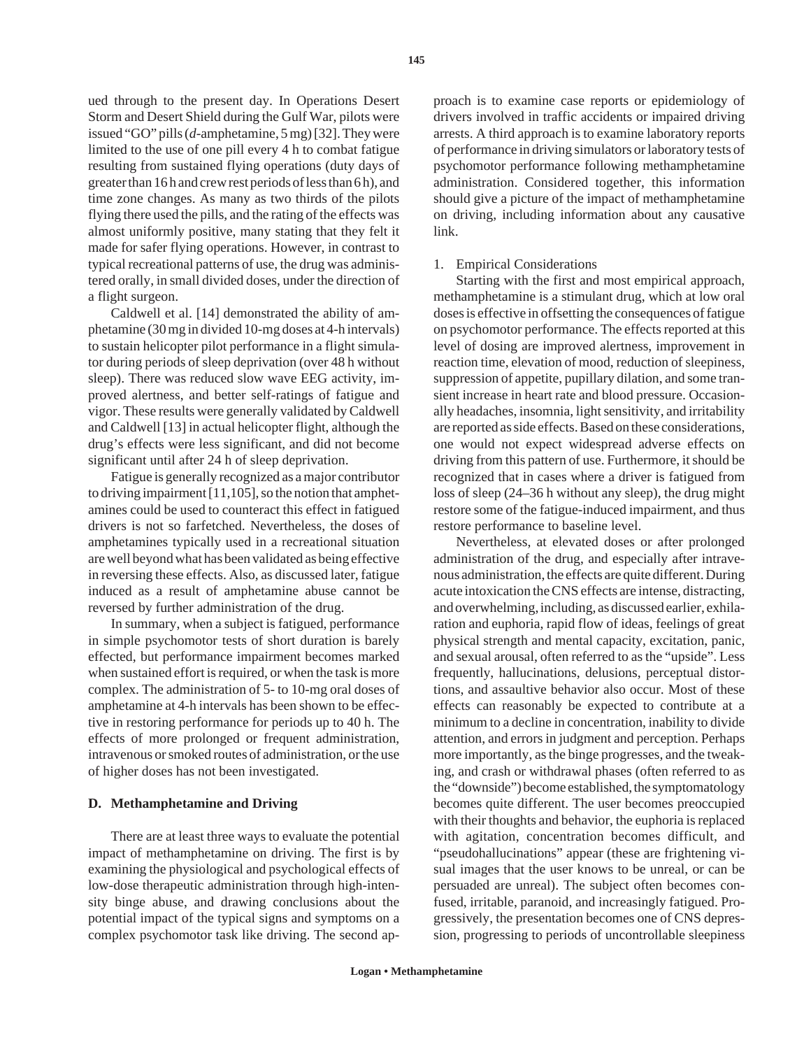ued through to the present day. In Operations Desert Storm and Desert Shield during the Gulf War, pilots were issued "GO" pills (*d*-amphetamine, 5 mg) [32]. They were limited to the use of one pill every 4 h to combat fatigue resulting from sustained flying operations (duty days of greater than 16 h and crew rest periods of less than 6 h), and time zone changes. As many as two thirds of the pilots flying there used the pills, and the rating of the effects was almost uniformly positive, many stating that they felt it made for safer flying operations. However, in contrast to typical recreational patterns of use, the drug was administered orally, in small divided doses, under the direction of a flight surgeon.

Caldwell et al. [14] demonstrated the ability of amphetamine (30 mg in divided 10-mg doses at 4-h intervals) to sustain helicopter pilot performance in a flight simulator during periods of sleep deprivation (over 48 h without sleep). There was reduced slow wave EEG activity, improved alertness, and better self-ratings of fatigue and vigor. These results were generally validated by Caldwell and Caldwell [13] in actual helicopter flight, although the drug's effects were less significant, and did not become significant until after 24 h of sleep deprivation.

Fatigue is generally recognized as a major contributor to driving impairment [11,105], so the notion that amphetamines could be used to counteract this effect in fatigued drivers is not so farfetched. Nevertheless, the doses of amphetamines typically used in a recreational situation are well beyond what has been validated as being effective in reversing these effects. Also, as discussed later, fatigue induced as a result of amphetamine abuse cannot be reversed by further administration of the drug.

In summary, when a subject is fatigued, performance in simple psychomotor tests of short duration is barely effected, but performance impairment becomes marked when sustained effort is required, or when the task is more complex. The administration of 5- to 10-mg oral doses of amphetamine at 4-h intervals has been shown to be effective in restoring performance for periods up to 40 h. The effects of more prolonged or frequent administration, intravenous or smoked routes of administration, or the use of higher doses has not been investigated.

### D. Methamphetamine and Driving

There are at least three ways to evaluate the potential impact of methamphetamine on driving. The first is by examining the physiological and psychological effects of low-dose therapeutic administration through high-intensity binge abuse, and drawing conclusions about the potential impact of the typical signs and symptoms on a complex psychomotor task like driving. The second approach is to examine case reports or epidemiology of drivers involved in traffic accidents or impaired driving arrests. A third approach is to examine laboratory reports of performance in driving simulators or laboratory tests of psychomotor performance following methamphetamine administration. Considered together, this information should give a picture of the impact of methamphetamine on driving, including information about any causative link.

1. Empirical Considerations

Starting with the first and most empirical approach, methamphetamine is a stimulant drug, which at low oral doses is effective in offsetting the consequences of fatigue on psychomotor performance. The effects reported at this level of dosing are improved alertness, improvement in reaction time, elevation of mood, reduction of sleepiness, suppression of appetite, pupillary dilation, and some transient increase in heart rate and blood pressure. Occasionally headaches, insomnia, light sensitivity, and irritability are reported as side effects. Based on these considerations, one would not expect widespread adverse effects on driving from this pattern of use. Furthermore, it should be recognized that in cases where a driver is fatigued from loss of sleep (24–36 h without any sleep), the drug might restore some of the fatigue-induced impairment, and thus restore performance to baseline level.

Nevertheless, at elevated doses or after prolonged administration of the drug, and especially after intravenous administration, the effects are quite different. During acute intoxication the CNS effects are intense, distracting, and overwhelming, including, as discussed earlier, exhilaration and euphoria, rapid flow of ideas, feelings of great physical strength and mental capacity, excitation, panic, and sexual arousal, often referred to as the "upside". Less frequently, hallucinations, delusions, perceptual distortions, and assaultive behavior also occur. Most of these effects can reasonably be expected to contribute at a minimum to a decline in concentration, inability to divide attention, and errors in judgment and perception. Perhaps more importantly, as the binge progresses, and the tweaking, and crash or withdrawal phases (often referred to as the "downside") become established, the symptomatology becomes quite different. The user becomes preoccupied with their thoughts and behavior, the euphoria is replaced with agitation, concentration becomes difficult, and "pseudohallucinations" appear (these are frightening visual images that the user knows to be unreal, or can be persuaded are unreal). The subject often becomes confused, irritable, paranoid, and increasingly fatigued. Progressively, the presentation becomes one of CNS depression, progressing to periods of uncontrollable sleepiness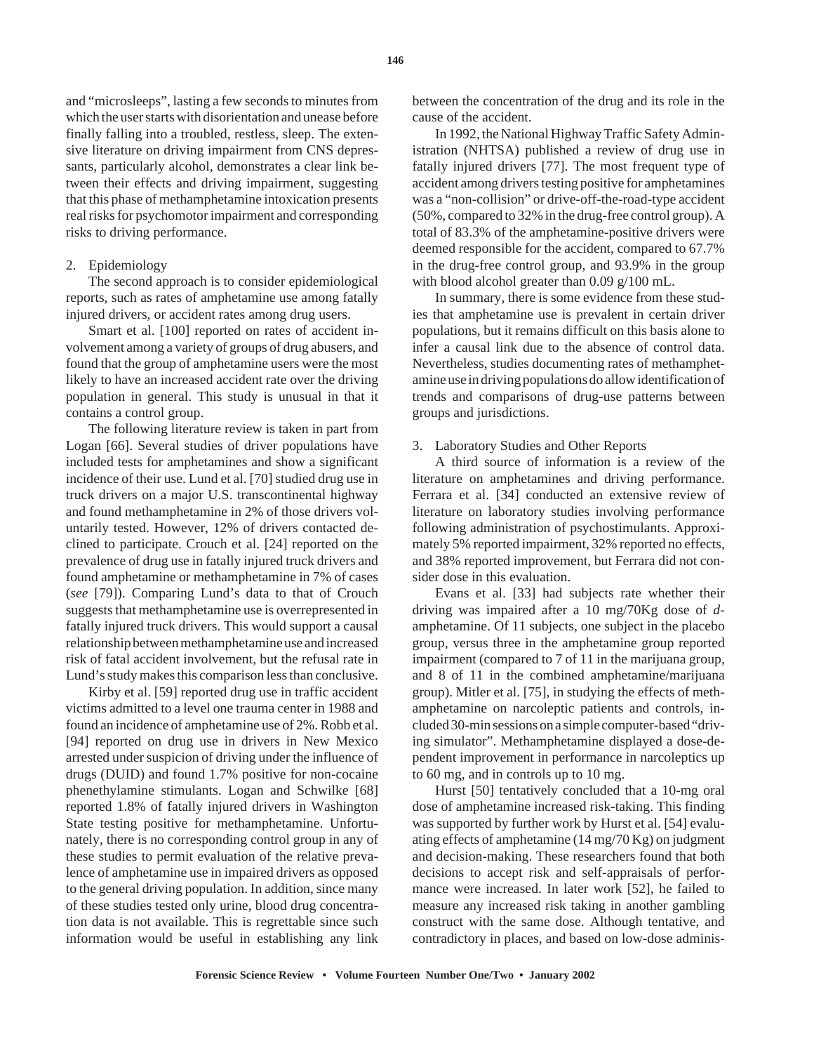and "microsleeps", lasting a few seconds to minutes from which the user starts with disorientation and unease before finally falling into a troubled, restless, sleep. The extensive literature on driving impairment from CNS depressants, particularly alcohol, demonstrates a clear link between their effects and driving impairment, suggesting that this phase of methamphetamine intoxication presents real risks for psychomotor impairment and corresponding risks to driving performance.

2. Epidemiology

The second approach is to consider epidemiological reports, such as rates of amphetamine use among fatally injured drivers, or accident rates among drug users.

Smart et al. [100] reported on rates of accident involvement among a variety of groups of drug abusers, and found that the group of amphetamine users were the most likely to have an increased accident rate over the driving population in general. This study is unusual in that it contains a control group.

The following literature review is taken in part from Logan [66]. Several studies of driver populations have included tests for amphetamines and show a significant incidence of their use. Lund et al. [70] studied drug use in truck drivers on a major U.S. transcontinental highway and found methamphetamine in 2% of those drivers voluntarily tested. However, 12% of drivers contacted declined to participate. Crouch et al. [24] reported on the prevalence of drug use in fatally injured truck drivers and found amphetamine or methamphetamine in 7% of cases (*see* [79]). Comparing Lund's data to that of Crouch suggests that methamphetamine use is overrepresented in fatally injured truck drivers. This would support a causal relationship between methamphetamine use and increased risk of fatal accident involvement, but the refusal rate in Lund's study makes this comparison less than conclusive.

Kirby et al. [59] reported drug use in traffic accident victims admitted to a level one trauma center in 1988 and found an incidence of amphetamine use of 2%. Robb et al. [94] reported on drug use in drivers in New Mexico arrested under suspicion of driving under the influence of drugs (DUID) and found 1.7% positive for non-cocaine phenethylamine stimulants. Logan and Schwilke [68] reported 1.8% of fatally injured drivers in Washington State testing positive for methamphetamine. Unfortunately, there is no corresponding control group in any of these studies to permit evaluation of the relative prevalence of amphetamine use in impaired drivers as opposed to the general driving population. In addition, since many of these studies tested only urine, blood drug concentration data is not available. This is regrettable since such information would be useful in establishing any link between the concentration of the drug and its role in the cause of the accident.

In 1992, the National Highway Traffic Safety Administration (NHTSA) published a review of drug use in fatally injured drivers [77]. The most frequent type of accident among drivers testing positive for amphetamines was a "non-collision" or drive-off-the-road-type accident (50%, compared to 32% in the drug-free control group). A total of 83.3% of the amphetamine-positive drivers were deemed responsible for the accident, compared to 67.7% in the drug-free control group, and 93.9% in the group with blood alcohol greater than 0.09 g/100 mL.

In summary, there is some evidence from these studies that amphetamine use is prevalent in certain driver populations, but it remains difficult on this basis alone to infer a causal link due to the absence of control data. Nevertheless, studies documenting rates of methamphetamine use in driving populations do allow identification of trends and comparisons of drug-use patterns between groups and jurisdictions.

3. Laboratory Studies and Other Reports

A third source of information is a review of the literature on amphetamines and driving performance. Ferrara et al. [34] conducted an extensive review of literature on laboratory studies involving performance following administration of psychostimulants. Approximately 5% reported impairment, 32% reported no effects, and 38% reported improvement, but Ferrara did not consider dose in this evaluation.

Evans et al. [33] had subjects rate whether their driving was impaired after a 10 mg/70Kg dose of *d*-amphetamine. Of 11 subjects, one subject in the placebo group, versus three in the amphetamine group reported impairment (compared to 7 of 11 in the marijuana group, and 8 of 11 in the combined amphetamine/marijuana group). Mitler et al. [75], in studying the effects of methamphetamine on narcoleptic patients and controls, included 30-min sessions on a simple computer-based "driving simulator". Methamphetamine displayed a dose-dependent improvement in performance in narcoleptics up to 60 mg, and in controls up to 10 mg.

Hurst [50] tentatively concluded that a 10-mg oral dose of amphetamine increased risk-taking. This finding was supported by further work by Hurst et al. [54] evaluating effects of amphetamine (14 mg/70 Kg) on judgment and decision-making. These researchers found that both decisions to accept risk and self-appraisals of performance were increased. In later work [52], he failed to measure any increased risk taking in another gambling construct with the same dose. Although tentative, and contradictory in places, and based on low-dose adminis-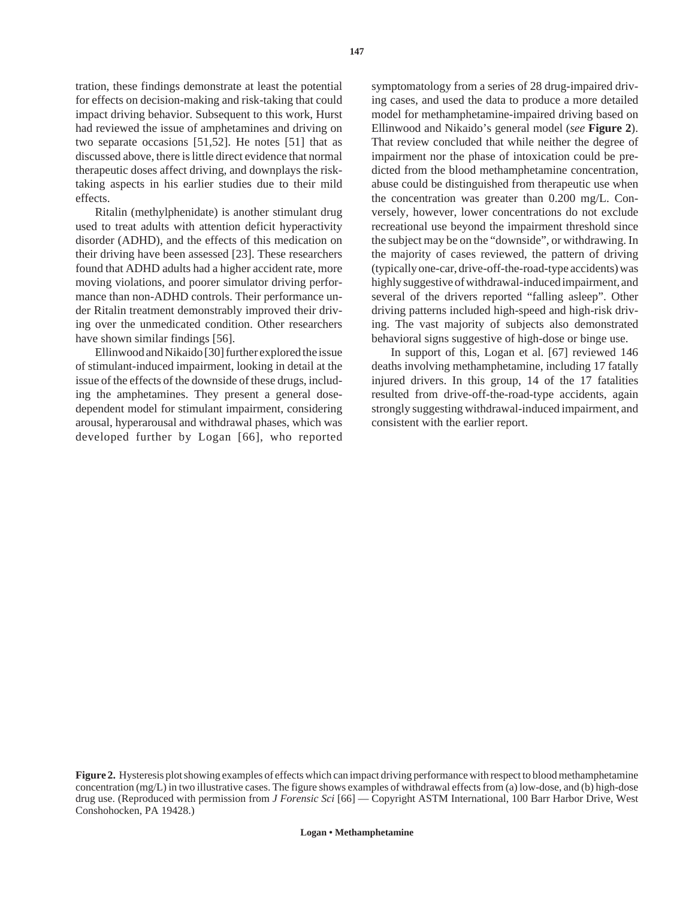tration, these findings demonstrate at least the potential for effects on decision-making and risk-taking that could impact driving behavior. Subsequent to this work, Hurst had reviewed the issue of amphetamines and driving on two separate occasions [51,52]. He notes [51] that as discussed above, there is little direct evidence that normal therapeutic doses affect driving, and downplays the risk-taking aspects in his earlier studies due to their mild effects.

Ritalin (methylphenidate) is another stimulant drug used to treat adults with attention deficit hyperactivity disorder (ADHD), and the effects of this medication on their driving have been assessed [23]. These researchers found that ADHD adults had a higher accident rate, more moving violations, and poorer simulator driving performance than non-ADHD controls. Their performance under Ritalin treatment demonstrably improved their driving over the unmedicated condition. Other researchers have shown similar findings [56].

Ellinwood and Nikaido [30] further explored the issue of stimulant-induced impairment, looking in detail at the issue of the effects of the downside of these drugs, including the amphetamines. They present a general dose-dependent model for stimulant impairment, considering arousal, hyperarousal and withdrawal phases, which was developed further by Logan [66], who reported symptomatology from a series of 28 drug-impaired driving cases, and used the data to produce a more detailed model for methamphetamine-impaired driving based on Ellinwood and Nikaido's general model (*see* **Figure 2**). That review concluded that while neither the degree of impairment nor the phase of intoxication could be predicted from the blood methamphetamine concentration, abuse could be distinguished from therapeutic use when the concentration was greater than 0.200 mg/L. Conversely, however, lower concentrations do not exclude recreational use beyond the impairment threshold since the subject may be on the "downside", or withdrawing. In the majority of cases reviewed, the pattern of driving (typically one-car, drive-off-the-road-type accidents) was highly suggestive of withdrawal-induced impairment, and several of the drivers reported "falling asleep". Other driving patterns included high-speed and high-risk driving. The vast majority of subjects also demonstrated behavioral signs suggestive of high-dose or binge use.

In support of this, Logan et al. [67] reviewed 146 deaths involving methamphetamine, including 17 fatally injured drivers. In this group, 14 of the 17 fatalities resulted from drive-off-the-road-type accidents, again strongly suggesting withdrawal-induced impairment, and consistent with the earlier report.

**Figure 2.** Hysteresis plot showing examples of effects which can impact driving performance with respect to blood methamphetamine concentration (mg/L) in two illustrative cases. The figure shows examples of withdrawal effects from (a) low-dose, and (b) high-dose drug use. (Reproduced with permission from *J Forensic Sci* [66] — Copyright ASTM International, 100 Barr Harbor Drive, West Conshohocken, PA 19428.)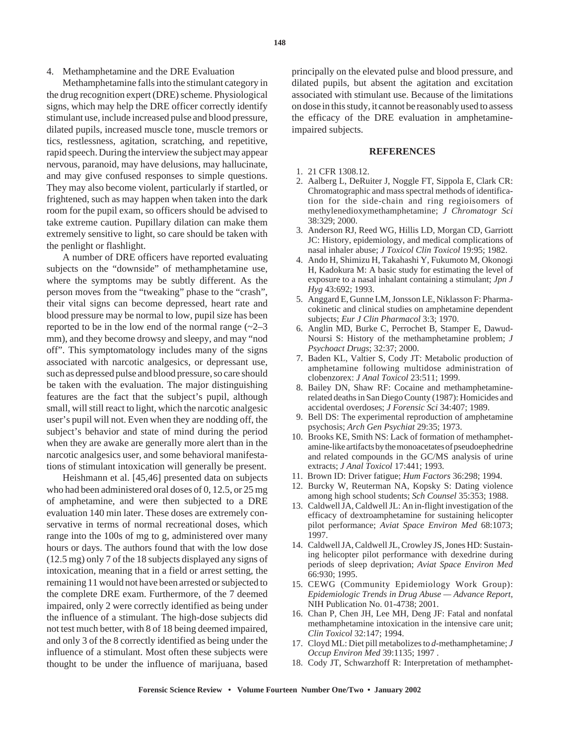4. Methamphetamine and the DRE Evaluation

Methamphetamine falls into the stimulant category in the drug recognition expert (DRE) scheme. Physiological signs, which may help the DRE officer correctly identify stimulant use, include increased pulse and blood pressure, dilated pupils, increased muscle tone, muscle tremors or tics, restlessness, agitation, scratching, and repetitive, rapid speech. During the interview the subject may appear nervous, paranoid, may have delusions, may hallucinate, and may give confused responses to simple questions. They may also become violent, particularly if startled, or frightened, such as may happen when taken into the dark room for the pupil exam, so officers should be advised to take extreme caution. Pupillary dilation can make them extremely sensitive to light, so care should be taken with the penlight or flashlight.

A number of DRE officers have reported evaluating subjects on the "downside" of methamphetamine use, where the symptoms may be subtly different. As the person moves from the "tweaking" phase to the "crash", their vital signs can become depressed, heart rate and blood pressure may be normal to low, pupil size has been reported to be in the low end of the normal range (~2–3 mm), and they become drowsy and sleepy, and may "nod off". This symptomatology includes many of the signs associated with narcotic analgesics, or depressant use, such as depressed pulse and blood pressure, so care should be taken with the evaluation. The major distinguishing features are the fact that the subject's pupil, although small, will still react to light, which the narcotic analgesic user's pupil will not. Even when they are nodding off, the subject's behavior and state of mind during the period when they are awake are generally more alert than in the narcotic analgesics user, and some behavioral manifestations of stimulant intoxication will generally be present.

Heishmann et al. [45,46] presented data on subjects who had been administered oral doses of 0, 12.5, or 25 mg of amphetamine, and were then subjected to a DRE evaluation 140 min later. These doses are extremely conservative in terms of normal recreational doses, which range into the 100s of mg to g, administered over many hours or days. The authors found that with the low dose (12.5 mg) only 7 of the 18 subjects displayed any signs of intoxication, meaning that in a field or arrest setting, the remaining 11 would not have been arrested or subjected to the complete DRE exam. Furthermore, of the 7 deemed impaired, only 2 were correctly identified as being under the influence of a stimulant. The high-dose subjects did not test much better, with 8 of 18 being deemed impaired, and only 3 of the 8 correctly identified as being under the influence of a stimulant. Most often these subjects were thought to be under the influence of marijuana, based principally on the elevated pulse and blood pressure, and dilated pupils, but absent the agitation and excitation associated with stimulant use. Because of the limitations on dose in this study, it cannot be reasonably used to assess the efficacy of the DRE evaluation in amphetamine-impaired subjects.

## REFERENCES

1. 21 CFR 1308.12.
2. Aalberg L, DeRuiter J, Noggle FT, Sippola E, Clark CR: Chromatographic and mass spectral methods of identification for the side-chain and ring regioisomers of methylenedioxymethamphetamine; *J Chromatogr Sci* 38:329; 2000.
3. Anderson RJ, Reed WG, Hillis LD, Morgan CD, Garriott JC: History, epidemiology, and medical complications of nasal inhaler abuse; *J Toxicol Clin Toxicol* 19:95; 1982.
4. Ando H, Shimizu H, Takahashi Y, Fukumoto M, Okonogi H, Kadokura M: A basic study for estimating the level of exposure to a nasal inhalant containing a stimulant; *Jpn J Hyg* 43:692; 1993.
5. Anggard E, Gunne LM, Jonsson LE, Niklasson F: Pharmacokinetic and clinical studies on amphetamine dependent subjects; *Eur J Clin Pharmacol* 3:3; 1970.
6. Anglin MD, Burke C, Perrochet B, Stamper E, Dawud-Noursi S: History of the methamphetamine problem; *J Psychoact Drugs*; 32:37; 2000.
7. Baden KL, Valtier S, Cody JT: Metabolic production of amphetamine following multidose administration of clobenzorex: *J Anal Toxicol* 23:511; 1999.
8. Bailey DN, Shaw RF: Cocaine and methamphetamine-related deaths in San Diego County (1987): Homicides and accidental overdoses; *J Forensic Sci* 34:407; 1989.
9. Bell DS: The experimental reproduction of amphetamine psychosis; *Arch Gen Psychiat* 29:35; 1973.
10. Brooks KE, Smith NS: Lack of formation of methamphetamine-like artifacts by the monoacetates of pseudoephedrine and related compounds in the GC/MS analysis of urine extracts; *J Anal Toxicol* 17:441; 1993.
11. Brown ID: Driver fatigue; *Hum Factors* 36:298; 1994.
12. Burcky W, Reuterman NA, Kopsky S: Dating violence among high school students; *Sch Counsel* 35:353; 1988.
13. Caldwell JA, Caldwell JL: An in-flight investigation of the efficacy of dextroamphetamine for sustaining helicopter pilot performance; *Aviat Space Environ Med* 68:1073; 1997.
14. Caldwell JA, Caldwell JL, Crowley JS, Jones HD: Sustaining helicopter pilot performance with dexedrine during periods of sleep deprivation; *Aviat Space Environ Med* 66:930; 1995.
15. CEWG (Community Epidemiology Work Group): *Epidemiologic Trends in Drug Abuse — Advance Report*, NIH Publication No. 01-4738; 2001.
16. Chan P, Chen JH, Lee MH, Deng JF: Fatal and nonfatal methamphetamine intoxication in the intensive care unit; *Clin Toxicol* 32:147; 1994.
17. Cloyd ML: Diet pill metabolizes to *d*-methamphetamine; *J Occup Environ Med* 39:1135; 1997 .
18. Cody JT, Schwarzhoff R: Interpretation of methamphet-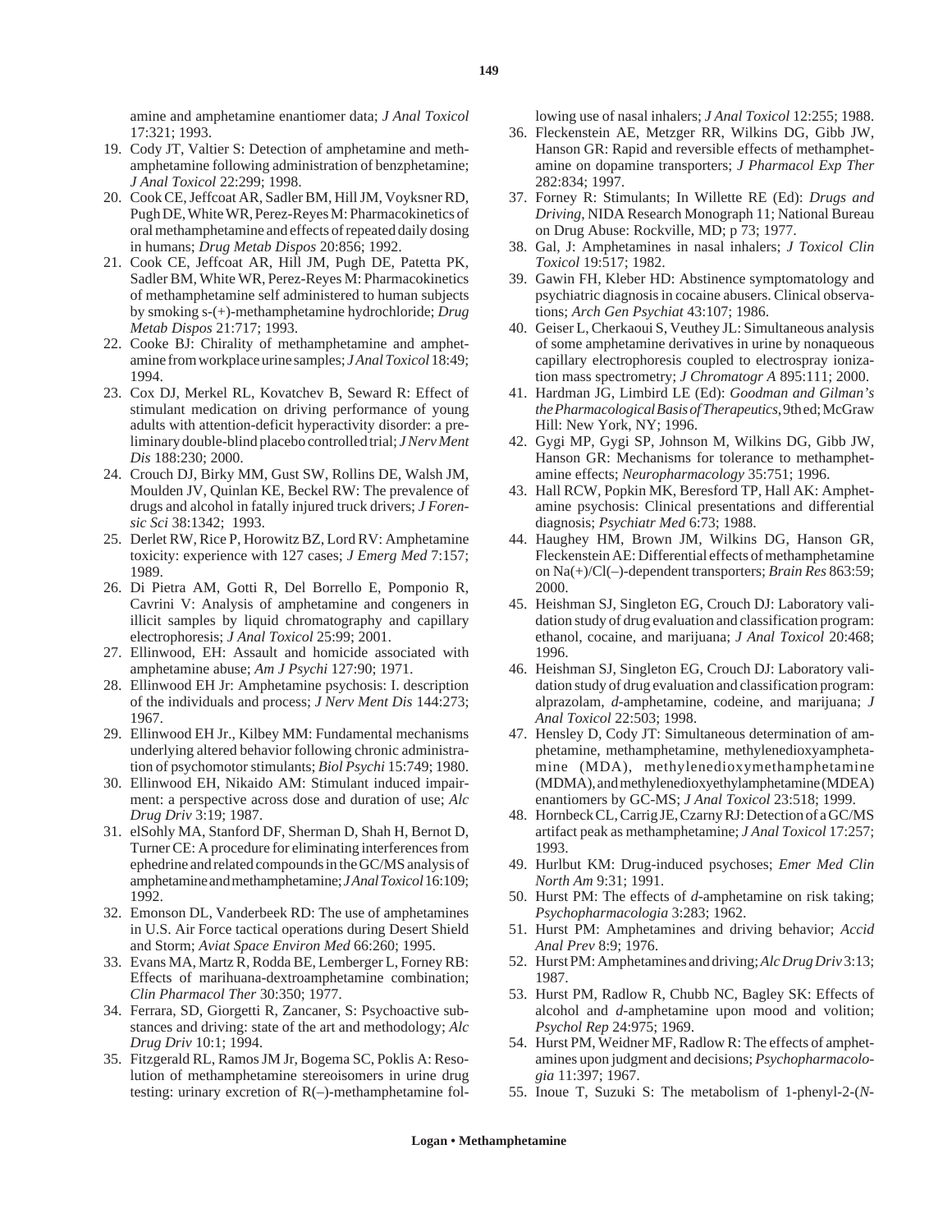amine and amphetamine enantiomer data; *J Anal Toxicol* 17:321; 1993.

19. Cody JT, Valtier S: Detection of amphetamine and methamphetamine following administration of benzphetamine; *J Anal Toxicol* 22:299; 1998.
20. Cook CE, Jeffcoat AR, Sadler BM, Hill JM, Voyksner RD, Pugh DE, White WR, Perez-Reyes M: Pharmacokinetics of oral methamphetamine and effects of repeated daily dosing in humans; *Drug Metab Dispos* 20:856; 1992.
21. Cook CE, Jeffcoat AR, Hill JM, Pugh DE, Patetta PK, Sadler BM, White WR, Perez-Reyes M: Pharmacokinetics of methamphetamine self administered to human subjects by smoking s-(+)-methamphetamine hydrochloride; *Drug Metab Dispos* 21:717; 1993.
22. Cooke BJ: Chirality of methamphetamine and amphetamine from workplace urine samples; *J Anal Toxicol* 18:49; 1994.
23. Cox DJ, Merkel RL, Kovatchev B, Seward R: Effect of stimulant medication on driving performance of young adults with attention-deficit hyperactivity disorder: a preliminary double-blind placebo controlled trial; *J Nerv Ment Dis* 188:230; 2000.
24. Crouch DJ, Birky MM, Gust SW, Rollins DE, Walsh JM, Moulden JV, Quinlan KE, Beckel RW: The prevalence of drugs and alcohol in fatally injured truck drivers; *J Forensic Sci* 38:1342; 1993.
25. Derlet RW, Rice P, Horowitz BZ, Lord RV: Amphetamine toxicity: experience with 127 cases; *J Emerg Med* 7:157; 1989.
26. Di Pietra AM, Gotti R, Del Borrello E, Pomponio R, Cavrini V: Analysis of amphetamine and congeners in illicit samples by liquid chromatography and capillary electrophoresis; *J Anal Toxicol* 25:99; 2001.
27. Ellinwood, EH: Assault and homicide associated with amphetamine abuse; *Am J Psychi* 127:90; 1971.
28. Ellinwood EH Jr: Amphetamine psychosis: I. description of the individuals and process; *J Nerv Ment Dis* 144:273; 1967.
29. Ellinwood EH Jr., Kilbey MM: Fundamental mechanisms underlying altered behavior following chronic administration of psychomotor stimulants; *Biol Psychi* 15:749; 1980.
30. Ellinwood EH, Nikaido AM: Stimulant induced impairment: a perspective across dose and duration of use; *Alc Drug Driv* 3:19; 1987.
31. elSohly MA, Stanford DF, Sherman D, Shah H, Bernot D, Turner CE: A procedure for eliminating interferences from ephedrine and related compounds in the GC/MS analysis of amphetamine and methamphetamine; *J Anal Toxicol* 16:109; 1992.
32. Emonson DL, Vanderbeek RD: The use of amphetamines in U.S. Air Force tactical operations during Desert Shield and Storm; *Aviat Space Environ Med* 66:260; 1995.
33. Evans MA, Martz R, Rodda BE, Lemberger L, Forney RB: Effects of marihuana-dextroamphetamine combination; *Clin Pharmacol Ther* 30:350; 1977.
34. Ferrara, SD, Giorgetti R, Zancaner, S: Psychoactive substances and driving: state of the art and methodology; *Alc Drug Driv* 10:1; 1994.
35. Fitzgerald RL, Ramos JM Jr, Bogema SC, Poklis A: Resolution of methamphetamine stereoisomers in urine drug testing: urinary excretion of R(–)-methamphetamine following use of nasal inhalers; *J Anal Toxicol* 12:255; 1988.
36. Fleckenstein AE, Metzger RR, Wilkins DG, Gibb JW, Hanson GR: Rapid and reversible effects of methamphetamine on dopamine transporters; *J Pharmacol Exp Ther* 282:834; 1997.
37. Forney R: Stimulants; In Willette RE (Ed): *Drugs and Driving*, NIDA Research Monograph 11; National Bureau on Drug Abuse: Rockville, MD; p 73; 1977.
38. Gal, J: Amphetamines in nasal inhalers; *J Toxicol Clin Toxicol* 19:517; 1982.
39. Gawin FH, Kleber HD: Abstinence symptomatology and psychiatric diagnosis in cocaine abusers. Clinical observations; *Arch Gen Psychiat* 43:107; 1986.
40. Geiser L, Cherkaoui S, Veuthey JL: Simultaneous analysis of some amphetamine derivatives in urine by nonaqueous capillary electrophoresis coupled to electrospray ionization mass spectrometry; *J Chromatogr A* 895:111; 2000.
41. Hardman JG, Limbird LE (Ed): *Goodman and Gilman's the Pharmacological Basis of Therapeutics*, 9th ed; McGraw Hill: New York, NY; 1996.
42. Gygi MP, Gygi SP, Johnson M, Wilkins DG, Gibb JW, Hanson GR: Mechanisms for tolerance to methamphetamine effects; *Neuropharmacology* 35:751; 1996.
43. Hall RCW, Popkin MK, Beresford TP, Hall AK: Amphetamine psychosis: Clinical presentations and differential diagnosis; *Psychiatr Med* 6:73; 1988.
44. Haughey HM, Brown JM, Wilkins DG, Hanson GR, Fleckenstein AE: Differential effects of methamphetamine on Na(+)/Cl(–)-dependent transporters; *Brain Res* 863:59; 2000.
45. Heishman SJ, Singleton EG, Crouch DJ: Laboratory validation study of drug evaluation and classification program: ethanol, cocaine, and marijuana; *J Anal Toxicol* 20:468; 1996.
46. Heishman SJ, Singleton EG, Crouch DJ: Laboratory validation study of drug evaluation and classification program: alprazolam, *d*-amphetamine, codeine, and marijuana; *J Anal Toxicol* 22:503; 1998.
47. Hensley D, Cody JT: Simultaneous determination of amphetamine, methamphetamine, methylenedioxyamphetamine (MDA), methylenedioxymethamphetamine (MDMA), and methylenedioxyethylamphetamine (MDEA) enantiomers by GC-MS; *J Anal Toxicol* 23:518; 1999.
48. Hornbeck CL, Carrig JE, Czarny RJ: Detection of a GC/MS artifact peak as methamphetamine; *J Anal Toxicol* 17:257; 1993.
49. Hurlbut KM: Drug-induced psychoses; *Emer Med Clin North Am* 9:31; 1991.
50. Hurst PM: The effects of *d*-amphetamine on risk taking; *Psychopharmacologia* 3:283; 1962.
51. Hurst PM: Amphetamines and driving behavior; *Accid Anal Prev* 8:9; 1976.
52. Hurst PM: Amphetamines and driving; *Alc Drug Driv* 3:13; 1987.
53. Hurst PM, Radlow R, Chubb NC, Bagley SK: Effects of alcohol and *d*-amphetamine upon mood and volition; *Psychol Rep* 24:975; 1969.
54. Hurst PM, Weidner MF, Radlow R: The effects of amphetamines upon judgment and decisions; *Psychopharmacologia* 11:397; 1967.
55. Inoue T, Suzuki S: The metabolism of 1-phenyl-2-(*N*-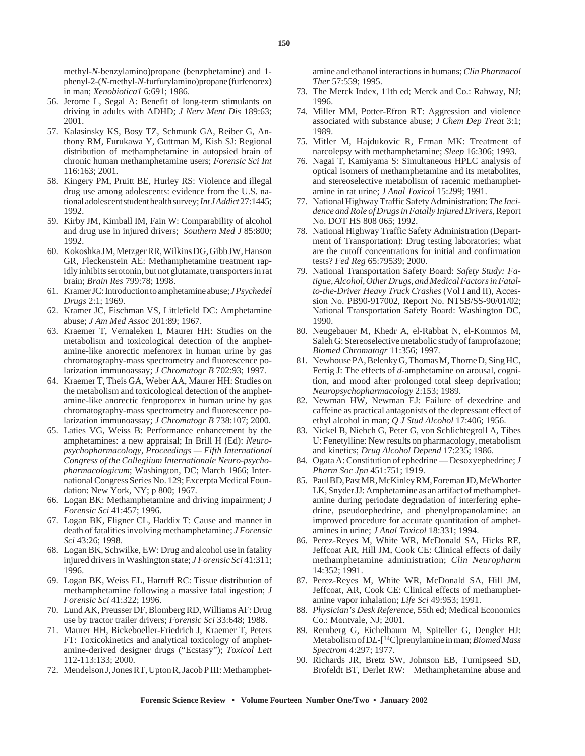methyl-*N*-benzylamino)propane (benzphetamine) and 1-phenyl-2-(*N*-methyl-*N*-furfurylamino)propane (furfenorex) in man; *Xenobiotica1* 6:691; 1986.

56. Jerome L, Segal A: Benefit of long-term stimulants on driving in adults with ADHD; *J Nerv Ment Dis* 189:63; 2001.
57. Kalasinsky KS, Bosy TZ, Schmunk GA, Reiber G, Anthony RM, Furukawa Y, Guttman M, Kish SJ: Regional distribution of methamphetamine in autopsied brain of chronic human methamphetamine users; *Forensic Sci Int* 116:163; 2001.
58. Kingery PM, Pruitt BE, Hurley RS: Violence and illegal drug use among adolescents: evidence from the U.S. national adolescent student health survey; *Int J Addict* 27:1445; 1992.
59. Kirby JM, Kimball IM, Fain W: Comparability of alcohol and drug use in injured drivers; *Southern Med J* 85:800; 1992.
60. Kokoshka JM, Metzger RR, Wilkins DG, Gibb JW, Hanson GR, Fleckenstein AE: Methamphetamine treatment rapidly inhibits serotonin, but not glutamate, transporters in rat brain; *Brain Res* 799:78; 1998.
61. Kramer JC: Introduction to amphetamine abuse; *J Psychedel Drugs* 2:1; 1969.
62. Kramer JC, Fischman VS, Littlefield DC: Amphetamine abuse; *J Am Med Assoc* 201:89; 1967.
63. Kraemer T, Vernaleken I, Maurer HH: Studies on the metabolism and toxicological detection of the amphetamine-like anorectic mefenorex in human urine by gas chromatography-mass spectrometry and fluorescence polarization immunoassay; *J Chromatogr B* 702:93; 1997.
64. Kraemer T, Theis GA, Weber AA, Maurer HH: Studies on the metabolism and toxicological detection of the amphetamine-like anorectic fenproporex in human urine by gas chromatography-mass spectrometry and fluorescence polarization immunoassay; *J Chromatogr B* 738:107; 2000.
65. Laties VG, Weiss B: Performance enhancement by the amphetamines: a new appraisal; In Brill H (Ed): *Neuropsychopharmacology, Proceedings — Fifth International Congress of the Collegiium Internationale Neuro-psychopharmacologicum*; Washington, DC; March 1966; International Congress Series No. 129; Excerpta Medical Foundation: New York, NY; p 800; 1967.
66. Logan BK: Methamphetamine and driving impairment; *J Forensic Sci* 41:457; 1996.
67. Logan BK, Fligner CL, Haddix T: Cause and manner in death of fatalities involving methamphetamine; *J Forensic Sci* 43:26; 1998.
68. Logan BK, Schwilke, EW: Drug and alcohol use in fatality injured drivers in Washington state; *J Forensic Sci* 41:311; 1996.
69. Logan BK, Weiss EL, Harruff RC: Tissue distribution of methamphetamine following a massive fatal ingestion; *J Forensic Sci* 41:322; 1996.
70. Lund AK, Preusser DF, Blomberg RD, Williams AF: Drug use by tractor trailer drivers; *Forensic Sci* 33:648; 1988.
71. Maurer HH, Bickeboeller-Friedrich J, Kraemer T, Peters FT: Toxicokinetics and analytical toxicology of amphetamine-derived designer drugs ("Ecstasy"); *Toxicol Lett* 112-113:133; 2000.
72. Mendelson J, Jones RT, Upton R, Jacob P III: Methamphetamine and ethanol interactions in humans; *Clin Pharmacol Ther* 57:559; 1995.
73. The Merck Index, 11th ed; Merck and Co.: Rahway, NJ; 1996.
74. Miller MM, Potter-Efron RT: Aggression and violence associated with substance abuse; *J Chem Dep Treat* 3:1; 1989.
75. Mitler M, Hajdukovic R, Erman MK: Treatment of narcolepsy with methamphetamine; *Sleep* 16:306; 1993.
76. Nagai T, Kamiyama S: Simultaneous HPLC analysis of optical isomers of methamphetamine and its metabolites, and stereoselective metabolism of racemic methamphetamine in rat urine; *J Anal Toxicol* 15:299; 1991.
77. National Highway Traffic Safety Administration: *The Incidence and Role of Drugs in Fatally Injured Drivers*, Report No. DOT HS 808 065; 1992.
78. National Highway Traffic Safety Administration (Department of Transportation): Drug testing laboratories; what are the cutoff concentrations for initial and confirmation tests? *Fed Reg* 65:79539; 2000.
79. National Transportation Safety Board: *Safety Study: Fatigue, Alcohol, Other Drugs, and Medical Factors in Fatal-to-the-Driver Heavy Truck Crashes* (Vol I and II), Accession No. PB90-917002, Report No. NTSB/SS-90/01/02; National Transportation Safety Board: Washington DC, 1990.
80. Neugebauer M, Khedr A, el-Rabbat N, el-Kommos M, Saleh G: Stereoselective metabolic study of famprofazone; *Biomed Chromatogr* 11:356; 1997.
81. Newhouse PA, Belenky G, Thomas M, Thorne D, Sing HC, Fertig J: The effects of *d*-amphetamine on arousal, cognition, and mood after prolonged total sleep deprivation; *Neuropsychopharmacology* 2:153; 1989.
82. Newman HW, Newman EJ: Failure of dexedrine and caffeine as practical antagonists of the depressant effect of ethyl alcohol in man; *Q J Stud Alcohol* 17:406; 1956.
83. Nickel B, Niebch G, Peter G, von Schlichtegroll A, Tibes U: Fenetylline: New results on pharmacology, metabolism and kinetics; *Drug Alcohol Depend* 17:235; 1986.
84. Ogata A: Constitution of ephedrine — Desoxyephedrine; *J Pharm Soc Jpn* 451:751; 1919.
85. Paul BD, Past MR, McKinley RM, Foreman JD, McWhorter LK, Snyder JJ: Amphetamine as an artifact of methamphetamine during periodate degradation of interfering ephedrine, pseudoephedrine, and phenylpropanolamine: an improved procedure for accurate quantitation of amphetamines in urine; *J Anal Toxicol* 18:331; 1994.
86. Perez-Reyes M, White WR, McDonald SA, Hicks RE, Jeffcoat AR, Hill JM, Cook CE: Clinical effects of daily methamphetamine administration; *Clin Neuropharm* 14:352; 1991.
87. Perez-Reyes M, White WR, McDonald SA, Hill JM, Jeffcoat, AR, Cook CE: Clinical effects of methamphetamine vapor inhalation; *Life Sci* 49:953; 1991.
88. *Physician's Desk Reference*, 55th ed; Medical Economics Co.: Montvale, NJ; 2001.
89. Remberg G, Eichelbaum M, Spiteller G, Dengler HJ: Metabolism of D*L*-[$^{14}$C]prenylamine in man; *Biomed Mass Spectrom* 4:297; 1977.
90. Richards JR, Bretz SW, Johnson EB, Turnipseed SD, Brofeldt BT, Derlet RW: Methamphetamine abuse and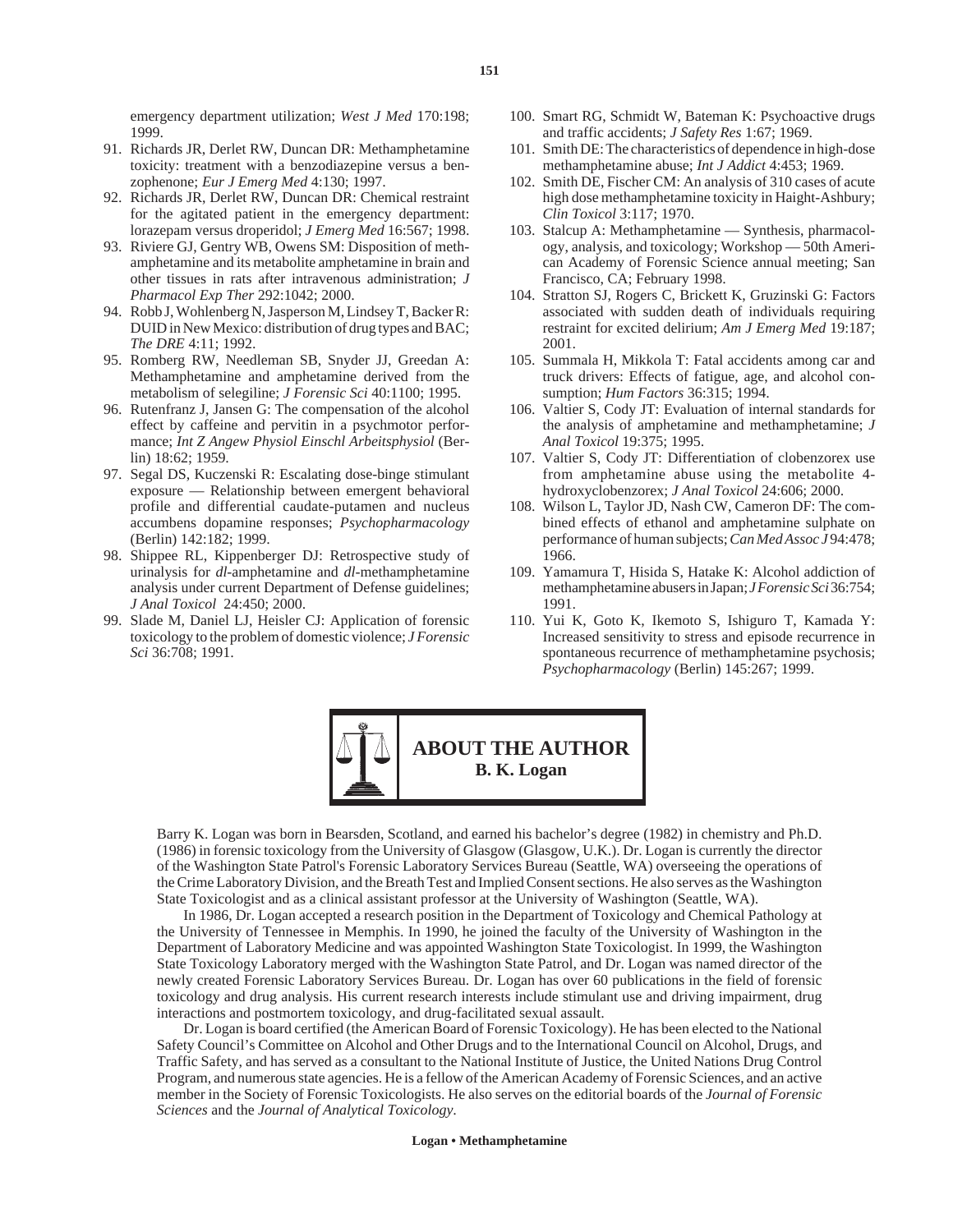emergency department utilization; *West J Med* 170:198; 1999.

91. Richards JR, Derlet RW, Duncan DR: Methamphetamine toxicity: treatment with a benzodiazepine versus a benzophenone; *Eur J Emerg Med* 4:130; 1997.
92. Richards JR, Derlet RW, Duncan DR: Chemical restraint for the agitated patient in the emergency department: lorazepam versus droperidol; *J Emerg Med* 16:567; 1998.
93. Riviere GJ, Gentry WB, Owens SM: Disposition of methamphetamine and its metabolite amphetamine in brain and other tissues in rats after intravenous administration; *J Pharmacol Exp Ther* 292:1042; 2000.
94. Robb J, Wohlenberg N, Jasperson M, Lindsey T, Backer R: DUID in New Mexico: distribution of drug types and BAC; *The DRE* 4:11; 1992.
95. Romberg RW, Needleman SB, Snyder JJ, Greedan A: Methamphetamine and amphetamine derived from the metabolism of selegiline; *J Forensic Sci* 40:1100; 1995.
96. Rutenfranz J, Jansen G: The compensation of the alcohol effect by caffeine and pervitin in a psychmotor performance; *Int Z Angew Physiol Einschl Arbeitsphysiol* (Berlin) 18:62; 1959.
97. Segal DS, Kuczenski R: Escalating dose-binge stimulant exposure — Relationship between emergent behavioral profile and differential caudate-putamen and nucleus accumbens dopamine responses; *Psychopharmacology* (Berlin) 142:182; 1999.
98. Shippee RL, Kippenberger DJ: Retrospective study of urinalysis for *dl*-amphetamine and *dl*-methamphetamine analysis under current Department of Defense guidelines; *J Anal Toxicol* 24:450; 2000.
99. Slade M, Daniel LJ, Heisler CJ: Application of forensic toxicology to the problem of domestic violence; *J Forensic Sci* 36:708; 1991.
100. Smart RG, Schmidt W, Bateman K: Psychoactive drugs and traffic accidents; *J Safety Res* 1:67; 1969.
101. Smith DE: The characteristics of dependence in high-dose methamphetamine abuse; *Int J Addict* 4:453; 1969.
102. Smith DE, Fischer CM: An analysis of 310 cases of acute high dose methamphetamine toxicity in Haight-Ashbury; *Clin Toxicol* 3:117; 1970.
103. Stalcup A: Methamphetamine — Synthesis, pharmacology, analysis, and toxicology; Workshop — 50th American Academy of Forensic Science annual meeting; San Francisco, CA; February 1998.
104. Stratton SJ, Rogers C, Brickett K, Gruzinski G: Factors associated with sudden death of individuals requiring restraint for excited delirium; *Am J Emerg Med* 19:187; 2001.
105. Summala H, Mikkola T: Fatal accidents among car and truck drivers: Effects of fatigue, age, and alcohol consumption; *Hum Factors* 36:315; 1994.
106. Valtier S, Cody JT: Evaluation of internal standards for the analysis of amphetamine and methamphetamine; *J Anal Toxicol* 19:375; 1995.
107. Valtier S, Cody JT: Differentiation of clobenzorex use from amphetamine abuse using the metabolite 4-hydroxyclobenzorex; *J Anal Toxicol* 24:606; 2000.
108. Wilson L, Taylor JD, Nash CW, Cameron DF: The combined effects of ethanol and amphetamine sulphate on performance of human subjects; *Can Med Assoc J* 94:478; 1966.
109. Yamamura T, Hisida S, Hatake K: Alcohol addiction of methamphetamine abusers in Japan; *J Forensic Sci* 36:754; 1991.
110. Yui K, Goto K, Ikemoto S, Ishiguro T, Kamada Y: Increased sensitivity to stress and episode recurrence in spontaneous recurrence of methamphetamine psychosis; *Psychopharmacology* (Berlin) 145:267; 1999.

## ABOUT THE AUTHOR

**B. K. Logan**

Barry K. Logan was born in Bearsden, Scotland, and earned his bachelor's degree (1982) in chemistry and Ph.D. (1986) in forensic toxicology from the University of Glasgow (Glasgow, U.K.). Dr. Logan is currently the director of the Washington State Patrol's Forensic Laboratory Services Bureau (Seattle, WA) overseeing the operations of the Crime Laboratory Division, and the Breath Test and Implied Consent sections. He also serves as the Washington State Toxicologist and as a clinical assistant professor at the University of Washington (Seattle, WA).

In 1986, Dr. Logan accepted a research position in the Department of Toxicology and Chemical Pathology at the University of Tennessee in Memphis. In 1990, he joined the faculty of the University of Washington in the Department of Laboratory Medicine and was appointed Washington State Toxicologist. In 1999, the Washington State Toxicology Laboratory merged with the Washington State Patrol, and Dr. Logan was named director of the newly created Forensic Laboratory Services Bureau. Dr. Logan has over 60 publications in the field of forensic toxicology and drug analysis. His current research interests include stimulant use and driving impairment, drug interactions and postmortem toxicology, and drug-facilitated sexual assault.

Dr. Logan is board certified (the American Board of Forensic Toxicology). He has been elected to the National Safety Council's Committee on Alcohol and Other Drugs and to the International Council on Alcohol, Drugs, and Traffic Safety, and has served as a consultant to the National Institute of Justice, the United Nations Drug Control Program, and numerous state agencies. He is a fellow of the American Academy of Forensic Sciences, and an active member in the Society of Forensic Toxicologists. He also serves on the editorial boards of the *Journal of Forensic Sciences* and the *Journal of Analytical Toxicology*.